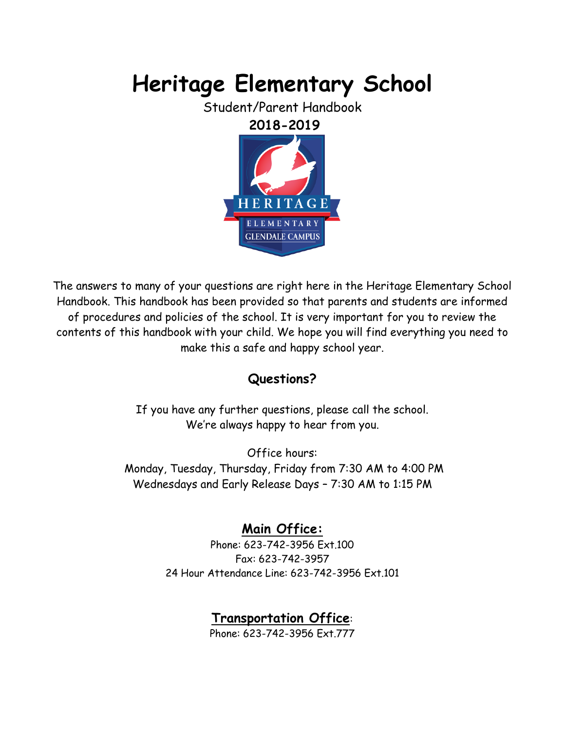# Heritage Elementary School

Student/Parent Handbook

**2018-2019**

The answers to many of your questions are right here in the Heritage Elementary School Handbook. This handbook has been provided so that parents and students are informed of procedures and policies of the school. It is very important for you to review the contents of this handbook with your child. We hope you will find everything you need to make this a safe and happy school year.

## Questions?

If you have any further questions, please call the school.
We're always happy to hear from you.

Office hours:
Monday, Tuesday, Thursday, Friday from 7:30 AM to 4:00 PM
Wednesdays and Early Release Days – 7:30 AM to 1:15 PM

## Main Office:

Phone: 623-742-3956 Ext.100
Fax: 623-742-3957
24 Hour Attendance Line: 623-742-3956 Ext.101

## Transportation Office:

Phone: 623-742-3956 Ext.777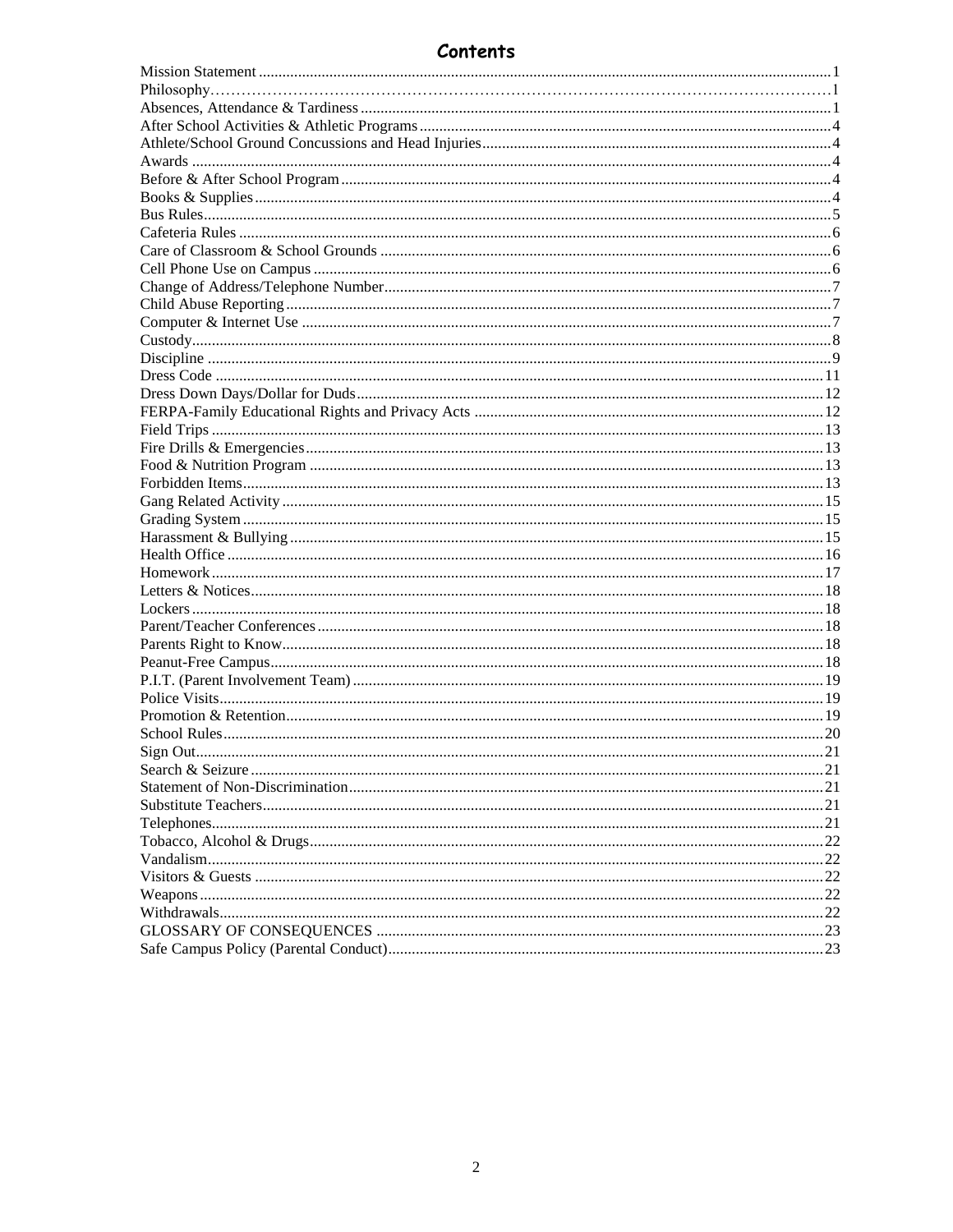## Contents

| | |
|---|---|
| Mission Statement | 1 |
| Philosophy | 1 |
| Absences, Attendance & Tardiness | 1 |
| After School Activities & Athletic Programs | 4 |
| Athlete/School Ground Concussions and Head Injuries | 4 |
| Awards | 4 |
| Before & After School Program | 4 |
| Books & Supplies | 4 |
| Bus Rules | 5 |
| Cafeteria Rules | 6 |
| Care of Classroom & School Grounds | 6 |
| Cell Phone Use on Campus | 6 |
| Change of Address/Telephone Number | 7 |
| Child Abuse Reporting | 7 |
| Computer & Internet Use | 7 |
| Custody | 8 |
| Discipline | 9 |
| Dress Code | 11 |
| Dress Down Days/Dollar for Duds | 12 |
| FERPA-Family Educational Rights and Privacy Acts | 12 |
| Field Trips | 13 |
| Fire Drills & Emergencies | 13 |
| Food & Nutrition Program | 13 |
| Forbidden Items | 13 |
| Gang Related Activity | 15 |
| Grading System | 15 |
| Harassment & Bullying | 15 |
| Health Office | 16 |
| Homework | 17 |
| Letters & Notices | 18 |
| Lockers | 18 |
| Parent/Teacher Conferences | 18 |
| Parents Right to Know | 18 |
| Peanut-Free Campus | 18 |
| P.I.T. (Parent Involvement Team) | 19 |
| Police Visits | 19 |
| Promotion & Retention | 19 |
| School Rules | 20 |
| Sign Out | 21 |
| Search & Seizure | 21 |
| Statement of Non-Discrimination | 21 |
| Substitute Teachers | 21 |
| Telephones | 21 |
| Tobacco, Alcohol & Drugs | 22 |
| Vandalism | 22 |
| Visitors & Guests | 22 |
| Weapons | 22 |
| Withdrawals | 22 |
| GLOSSARY OF CONSEQUENCES | 23 |
| Safe Campus Policy (Parental Conduct) | 23 |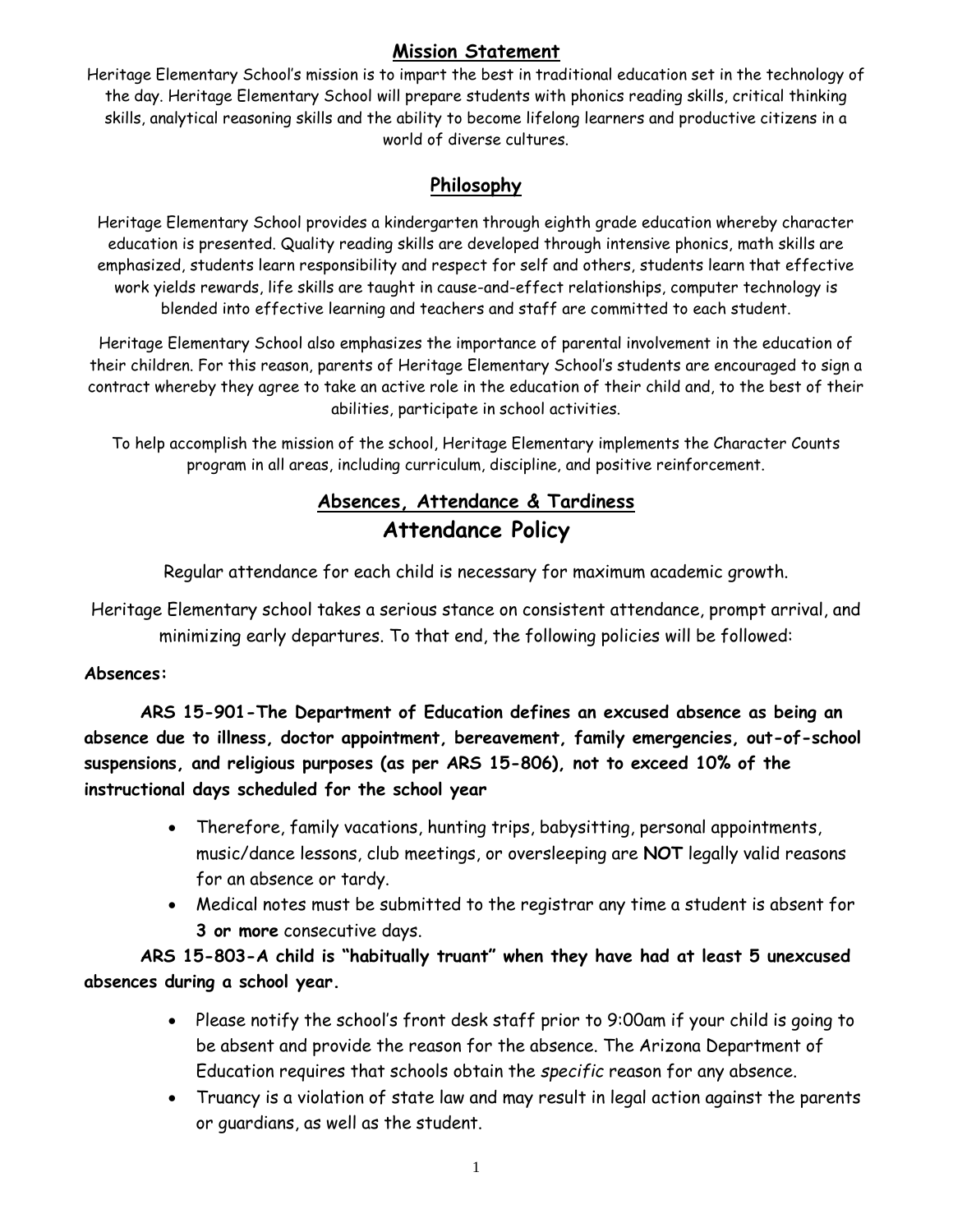## Mission Statement

Heritage Elementary School's mission is to impart the best in traditional education set in the technology of the day. Heritage Elementary School will prepare students with phonics reading skills, critical thinking skills, analytical reasoning skills and the ability to become lifelong learners and productive citizens in a world of diverse cultures.

## Philosophy

Heritage Elementary School provides a kindergarten through eighth grade education whereby character education is presented. Quality reading skills are developed through intensive phonics, math skills are emphasized, students learn responsibility and respect for self and others, students learn that effective work yields rewards, life skills are taught in cause-and-effect relationships, computer technology is blended into effective learning and teachers and staff are committed to each student.

Heritage Elementary School also emphasizes the importance of parental involvement in the education of their children. For this reason, parents of Heritage Elementary School's students are encouraged to sign a contract whereby they agree to take an active role in the education of their child and, to the best of their abilities, participate in school activities.

To help accomplish the mission of the school, Heritage Elementary implements the Character Counts program in all areas, including curriculum, discipline, and positive reinforcement.

## Absences, Attendance & Tardiness

# Attendance Policy

Regular attendance for each child is necessary for maximum academic growth.

Heritage Elementary school takes a serious stance on consistent attendance, prompt arrival, and minimizing early departures. To that end, the following policies will be followed:

**Absences:**

**ARS 15-901-The Department of Education defines an excused absence as being an absence due to illness, doctor appointment, bereavement, family emergencies, out-of-school suspensions, and religious purposes (as per ARS 15-806), not to exceed 10% of the instructional days scheduled for the school year**

- Therefore, family vacations, hunting trips, babysitting, personal appointments, music/dance lessons, club meetings, or oversleeping are **NOT** legally valid reasons for an absence or tardy.
- Medical notes must be submitted to the registrar any time a student is absent for **3 or more** consecutive days.

**ARS 15-803-A child is "habitually truant" when they have had at least 5 unexcused absences during a school year.**

- Please notify the school's front desk staff prior to 9:00am if your child is going to be absent and provide the reason for the absence. The Arizona Department of Education requires that schools obtain the *specific* reason for any absence.
- Truancy is a violation of state law and may result in legal action against the parents or guardians, as well as the student.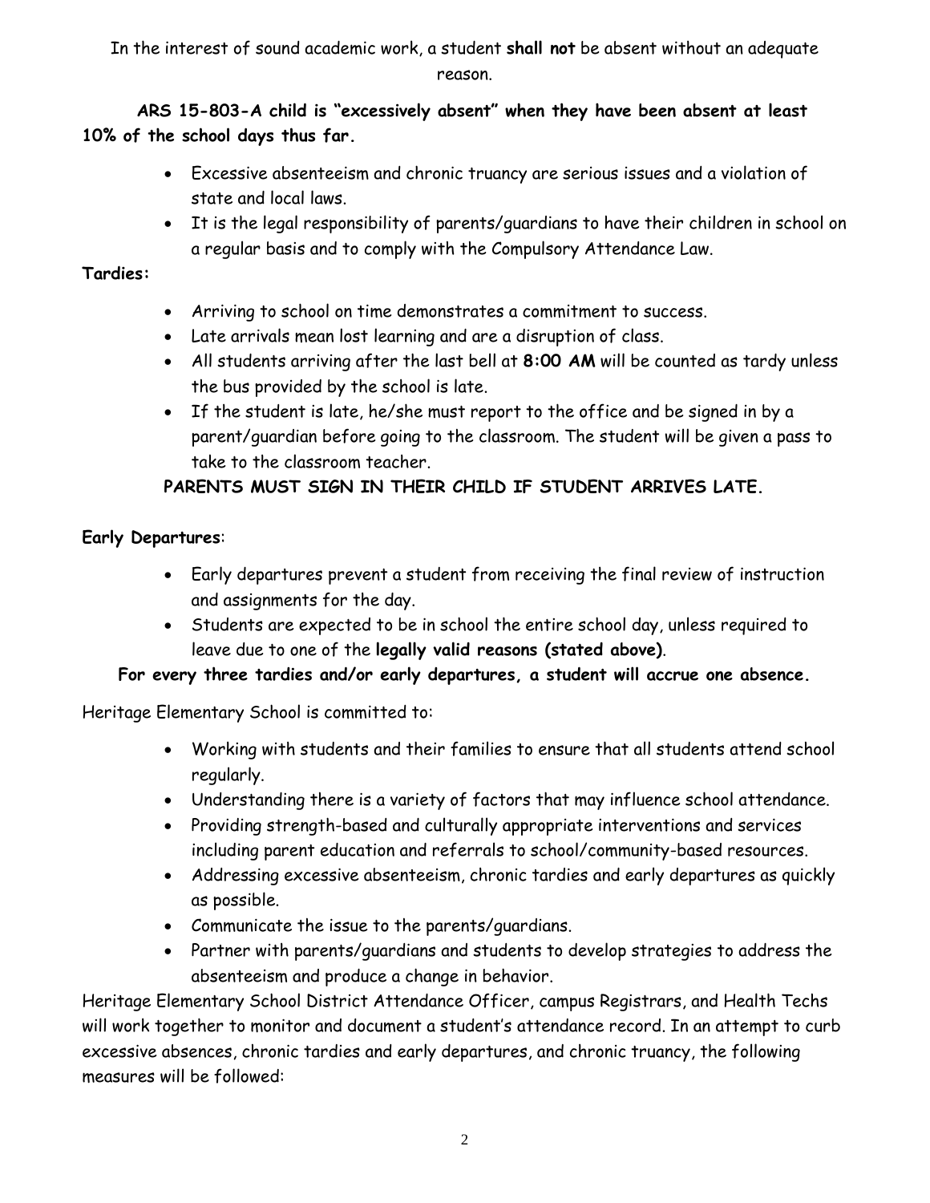In the interest of sound academic work, a student **shall not** be absent without an adequate reason.

**ARS 15-803-A child is "excessively absent" when they have been absent at least 10% of the school days thus far.**

- Excessive absenteeism and chronic truancy are serious issues and a violation of state and local laws.
- It is the legal responsibility of parents/guardians to have their children in school on a regular basis and to comply with the Compulsory Attendance Law.

**Tardies:**

- Arriving to school on time demonstrates a commitment to success.
- Late arrivals mean lost learning and are a disruption of class.
- All students arriving after the last bell at **8:00 AM** will be counted as tardy unless the bus provided by the school is late.
- If the student is late, he/she must report to the office and be signed in by a parent/guardian before going to the classroom. The student will be given a pass to take to the classroom teacher.

**PARENTS MUST SIGN IN THEIR CHILD IF STUDENT ARRIVES LATE.**

**Early Departures**:

- Early departures prevent a student from receiving the final review of instruction and assignments for the day.
- Students are expected to be in school the entire school day, unless required to leave due to one of the **legally valid reasons (stated above)**.

**For every three tardies and/or early departures, a student will accrue one absence.**

Heritage Elementary School is committed to:

- Working with students and their families to ensure that all students attend school regularly.
- Understanding there is a variety of factors that may influence school attendance.
- Providing strength-based and culturally appropriate interventions and services including parent education and referrals to school/community-based resources.
- Addressing excessive absenteeism, chronic tardies and early departures as quickly as possible.
- Communicate the issue to the parents/guardians.
- Partner with parents/guardians and students to develop strategies to address the absenteeism and produce a change in behavior.

Heritage Elementary School District Attendance Officer, campus Registrars, and Health Techs will work together to monitor and document a student's attendance record. In an attempt to curb excessive absences, chronic tardies and early departures, and chronic truancy, the following measures will be followed: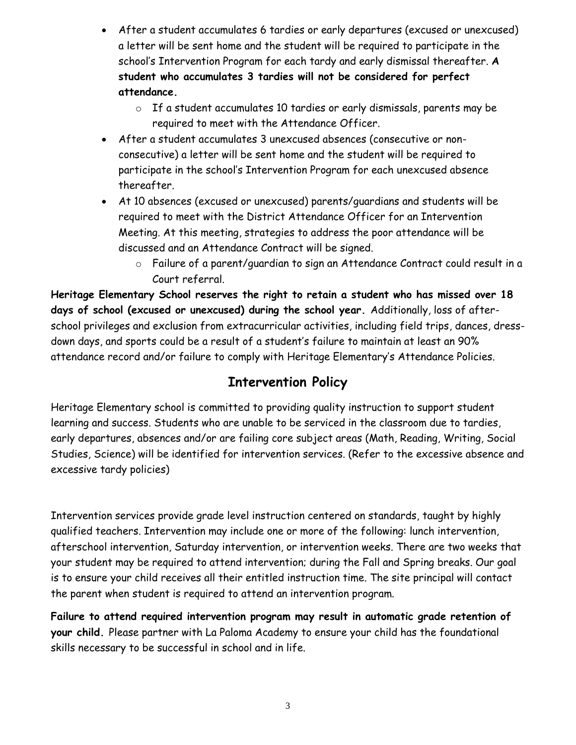- After a student accumulates 6 tardies or early departures (excused or unexcused) a letter will be sent home and the student will be required to participate in the school's Intervention Program for each tardy and early dismissal thereafter. **A student who accumulates 3 tardies will not be considered for perfect attendance.**
    - If a student accumulates 10 tardies or early dismissals, parents may be required to meet with the Attendance Officer.
- After a student accumulates 3 unexcused absences (consecutive or non-consecutive) a letter will be sent home and the student will be required to participate in the school's Intervention Program for each unexcused absence thereafter.
- At 10 absences (excused or unexcused) parents/guardians and students will be required to meet with the District Attendance Officer for an Intervention Meeting. At this meeting, strategies to address the poor attendance will be discussed and an Attendance Contract will be signed.
    - Failure of a parent/guardian to sign an Attendance Contract could result in a Court referral.

**Heritage Elementary School reserves the right to retain a student who has missed over 18 days of school (excused or unexcused) during the school year.** Additionally, loss of after-school privileges and exclusion from extracurricular activities, including field trips, dances, dress-down days, and sports could be a result of a student's failure to maintain at least an 90% attendance record and/or failure to comply with Heritage Elementary's Attendance Policies.

## Intervention Policy

Heritage Elementary school is committed to providing quality instruction to support student learning and success. Students who are unable to be serviced in the classroom due to tardies, early departures, absences and/or are failing core subject areas (Math, Reading, Writing, Social Studies, Science) will be identified for intervention services. (Refer to the excessive absence and excessive tardy policies)

Intervention services provide grade level instruction centered on standards, taught by highly qualified teachers. Intervention may include one or more of the following: lunch intervention, afterschool intervention, Saturday intervention, or intervention weeks. There are two weeks that your student may be required to attend intervention; during the Fall and Spring breaks. Our goal is to ensure your child receives all their entitled instruction time. The site principal will contact the parent when student is required to attend an intervention program.

**Failure to attend required intervention program may result in automatic grade retention of your child.** Please partner with La Paloma Academy to ensure your child has the foundational skills necessary to be successful in school and in life.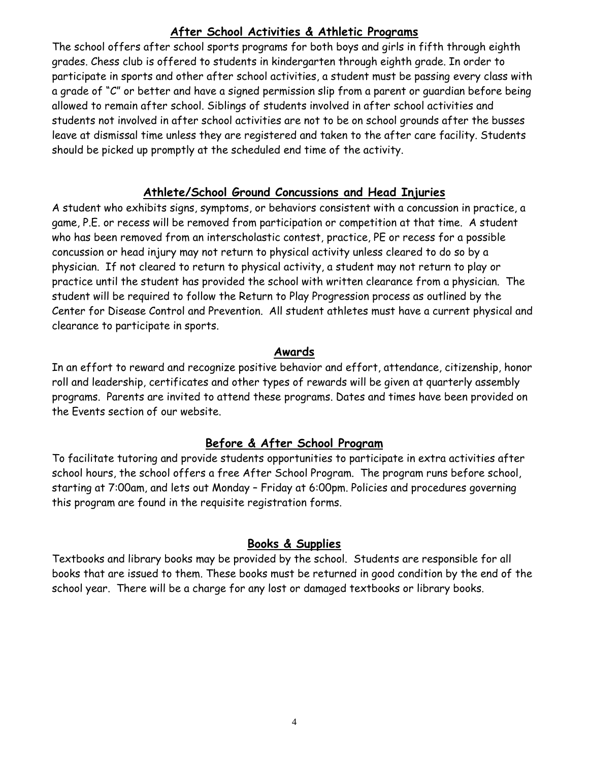## After School Activities & Athletic Programs

The school offers after school sports programs for both boys and girls in fifth through eighth grades. Chess club is offered to students in kindergarten through eighth grade. In order to participate in sports and other after school activities, a student must be passing every class with a grade of "C" or better and have a signed permission slip from a parent or guardian before being allowed to remain after school. Siblings of students involved in after school activities and students not involved in after school activities are not to be on school grounds after the busses leave at dismissal time unless they are registered and taken to the after care facility. Students should be picked up promptly at the scheduled end time of the activity.

## Athlete/School Ground Concussions and Head Injuries

A student who exhibits signs, symptoms, or behaviors consistent with a concussion in practice, a game, P.E. or recess will be removed from participation or competition at that time. A student who has been removed from an interscholastic contest, practice, PE or recess for a possible concussion or head injury may not return to physical activity unless cleared to do so by a physician. If not cleared to return to physical activity, a student may not return to play or practice until the student has provided the school with written clearance from a physician. The student will be required to follow the Return to Play Progression process as outlined by the Center for Disease Control and Prevention. All student athletes must have a current physical and clearance to participate in sports.

## Awards

In an effort to reward and recognize positive behavior and effort, attendance, citizenship, honor roll and leadership, certificates and other types of rewards will be given at quarterly assembly programs. Parents are invited to attend these programs. Dates and times have been provided on the Events section of our website.

## Before & After School Program

To facilitate tutoring and provide students opportunities to participate in extra activities after school hours, the school offers a free After School Program. The program runs before school, starting at 7:00am, and lets out Monday – Friday at 6:00pm. Policies and procedures governing this program are found in the requisite registration forms.

## Books & Supplies

Textbooks and library books may be provided by the school. Students are responsible for all books that are issued to them. These books must be returned in good condition by the end of the school year. There will be a charge for any lost or damaged textbooks or library books.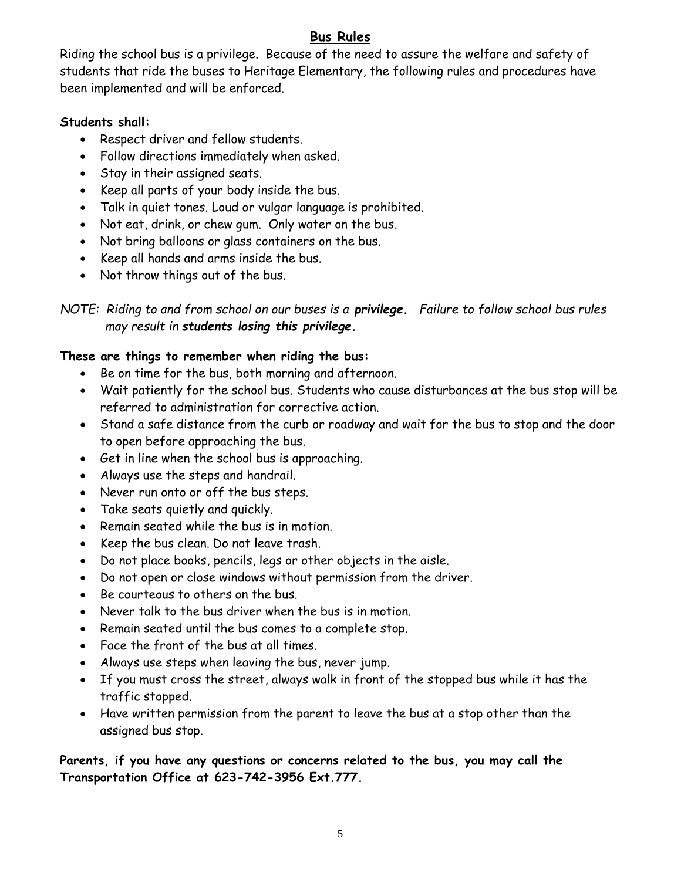## Bus Rules

Riding the school bus is a privilege. Because of the need to assure the welfare and safety of students that ride the buses to Heritage Elementary, the following rules and procedures have been implemented and will be enforced.

**Students shall:**

- Respect driver and fellow students.
- Follow directions immediately when asked.
- Stay in their assigned seats.
- Keep all parts of your body inside the bus.
- Talk in quiet tones. Loud or vulgar language is prohibited.
- Not eat, drink, or chew gum. Only water on the bus.
- Not bring balloons or glass containers on the bus.
- Keep all hands and arms inside the bus.
- Not throw things out of the bus.

*NOTE: Riding to and from school on our buses is a **privilege.** Failure to follow school bus rules may result in **students losing this privilege.***

**These are things to remember when riding the bus:**

- Be on time for the bus, both morning and afternoon.
- Wait patiently for the school bus. Students who cause disturbances at the bus stop will be referred to administration for corrective action.
- Stand a safe distance from the curb or roadway and wait for the bus to stop and the door to open before approaching the bus.
- Get in line when the school bus is approaching.
- Always use the steps and handrail.
- Never run onto or off the bus steps.
- Take seats quietly and quickly.
- Remain seated while the bus is in motion.
- Keep the bus clean. Do not leave trash.
- Do not place books, pencils, legs or other objects in the aisle.
- Do not open or close windows without permission from the driver.
- Be courteous to others on the bus.
- Never talk to the bus driver when the bus is in motion.
- Remain seated until the bus comes to a complete stop.
- Face the front of the bus at all times.
- Always use steps when leaving the bus, never jump.
- If you must cross the street, always walk in front of the stopped bus while it has the traffic stopped.
- Have written permission from the parent to leave the bus at a stop other than the assigned bus stop.

**Parents, if you have any questions or concerns related to the bus, you may call the Transportation Office at 623-742-3956 Ext.777.**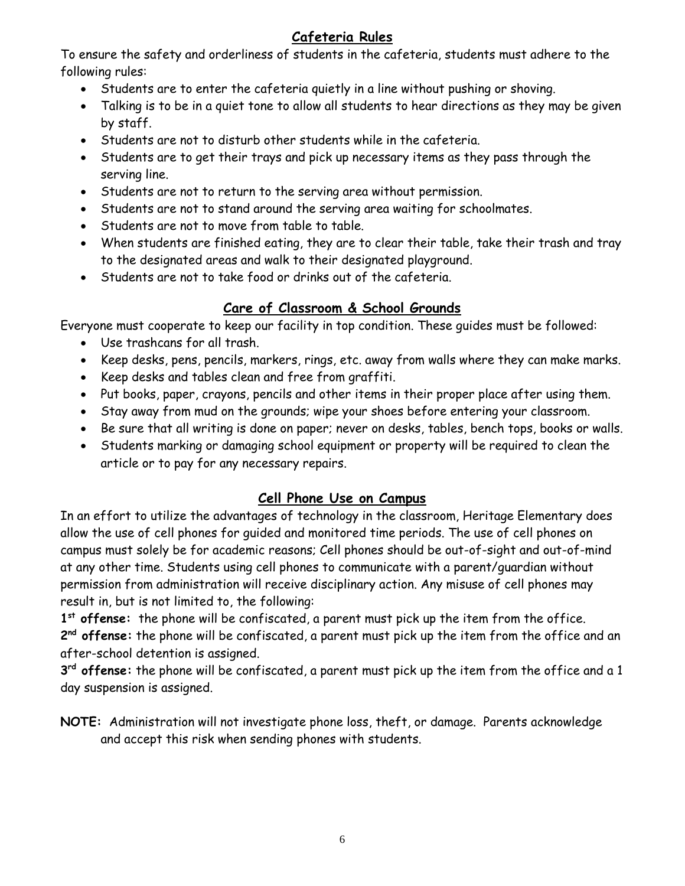## Cafeteria Rules

To ensure the safety and orderliness of students in the cafeteria, students must adhere to the following rules:

- Students are to enter the cafeteria quietly in a line without pushing or shoving.
- Talking is to be in a quiet tone to allow all students to hear directions as they may be given by staff.
- Students are not to disturb other students while in the cafeteria.
- Students are to get their trays and pick up necessary items as they pass through the serving line.
- Students are not to return to the serving area without permission.
- Students are not to stand around the serving area waiting for schoolmates.
- Students are not to move from table to table.
- When students are finished eating, they are to clear their table, take their trash and tray to the designated areas and walk to their designated playground.
- Students are not to take food or drinks out of the cafeteria.

## Care of Classroom & School Grounds

Everyone must cooperate to keep our facility in top condition. These guides must be followed:

- Use trashcans for all trash.
- Keep desks, pens, pencils, markers, rings, etc. away from walls where they can make marks.
- Keep desks and tables clean and free from graffiti.
- Put books, paper, crayons, pencils and other items in their proper place after using them.
- Stay away from mud on the grounds; wipe your shoes before entering your classroom.
- Be sure that all writing is done on paper; never on desks, tables, bench tops, books or walls.
- Students marking or damaging school equipment or property will be required to clean the article or to pay for any necessary repairs.

## Cell Phone Use on Campus

In an effort to utilize the advantages of technology in the classroom, Heritage Elementary does allow the use of cell phones for guided and monitored time periods. The use of cell phones on campus must solely be for academic reasons; Cell phones should be out-of-sight and out-of-mind at any other time. Students using cell phones to communicate with a parent/guardian without permission from administration will receive disciplinary action. Any misuse of cell phones may result in, but is not limited to, the following:

**1st offense:** the phone will be confiscated, a parent must pick up the item from the office.

**2nd offense:** the phone will be confiscated, a parent must pick up the item from the office and an after-school detention is assigned.

**3rd offense:** the phone will be confiscated, a parent must pick up the item from the office and a 1 day suspension is assigned.

**NOTE:** Administration will not investigate phone loss, theft, or damage. Parents acknowledge and accept this risk when sending phones with students.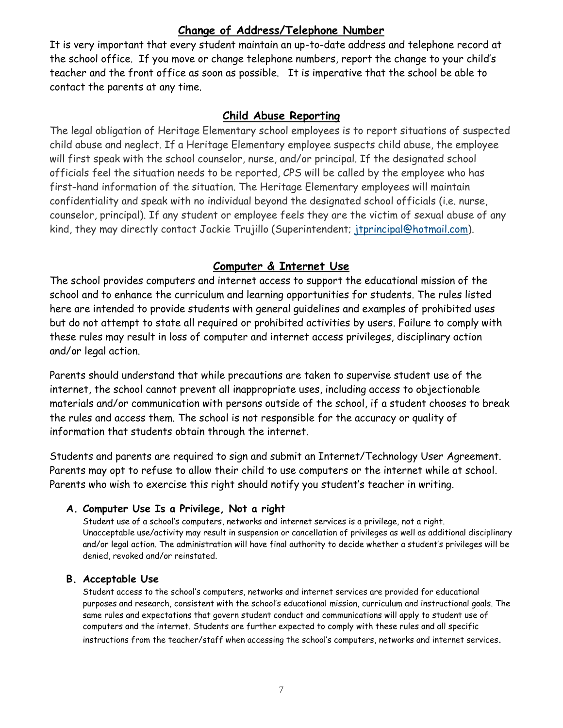## Change of Address/Telephone Number

It is very important that every student maintain an up-to-date address and telephone record at the school office. If you move or change telephone numbers, report the change to your child's teacher and the front office as soon as possible. It is imperative that the school be able to contact the parents at any time.

## Child Abuse Reporting

The legal obligation of Heritage Elementary school employees is to report situations of suspected child abuse and neglect. If a Heritage Elementary employee suspects child abuse, the employee will first speak with the school counselor, nurse, and/or principal. If the designated school officials feel the situation needs to be reported, CPS will be called by the employee who has first-hand information of the situation. The Heritage Elementary employees will maintain confidentiality and speak with no individual beyond the designated school officials (i.e. nurse, counselor, principal). If any student or employee feels they are the victim of sexual abuse of any kind, they may directly contact Jackie Trujillo (Superintendent; jtprincipal@hotmail.com).

## Computer & Internet Use

The school provides computers and internet access to support the educational mission of the school and to enhance the curriculum and learning opportunities for students. The rules listed here are intended to provide students with general guidelines and examples of prohibited uses but do not attempt to state all required or prohibited activities by users. Failure to comply with these rules may result in loss of computer and internet access privileges, disciplinary action and/or legal action.

Parents should understand that while precautions are taken to supervise student use of the internet, the school cannot prevent all inappropriate uses, including access to objectionable materials and/or communication with persons outside of the school, if a student chooses to break the rules and access them. The school is not responsible for the accuracy or quality of information that students obtain through the internet.

Students and parents are required to sign and submit an Internet/Technology User Agreement. Parents may opt to refuse to allow their child to use computers or the internet while at school. Parents who wish to exercise this right should notify you student's teacher in writing.

**A. Computer Use Is a Privilege, Not a right**

Student use of a school's computers, networks and internet services is a privilege, not a right. Unacceptable use/activity may result in suspension or cancellation of privileges as well as additional disciplinary and/or legal action. The administration will have final authority to decide whether a student's privileges will be denied, revoked and/or reinstated.

**B. Acceptable Use**

Student access to the school's computers, networks and internet services are provided for educational purposes and research, consistent with the school's educational mission, curriculum and instructional goals. The same rules and expectations that govern student conduct and communications will apply to student use of computers and the internet. Students are further expected to comply with these rules and all specific instructions from the teacher/staff when accessing the school's computers, networks and internet services.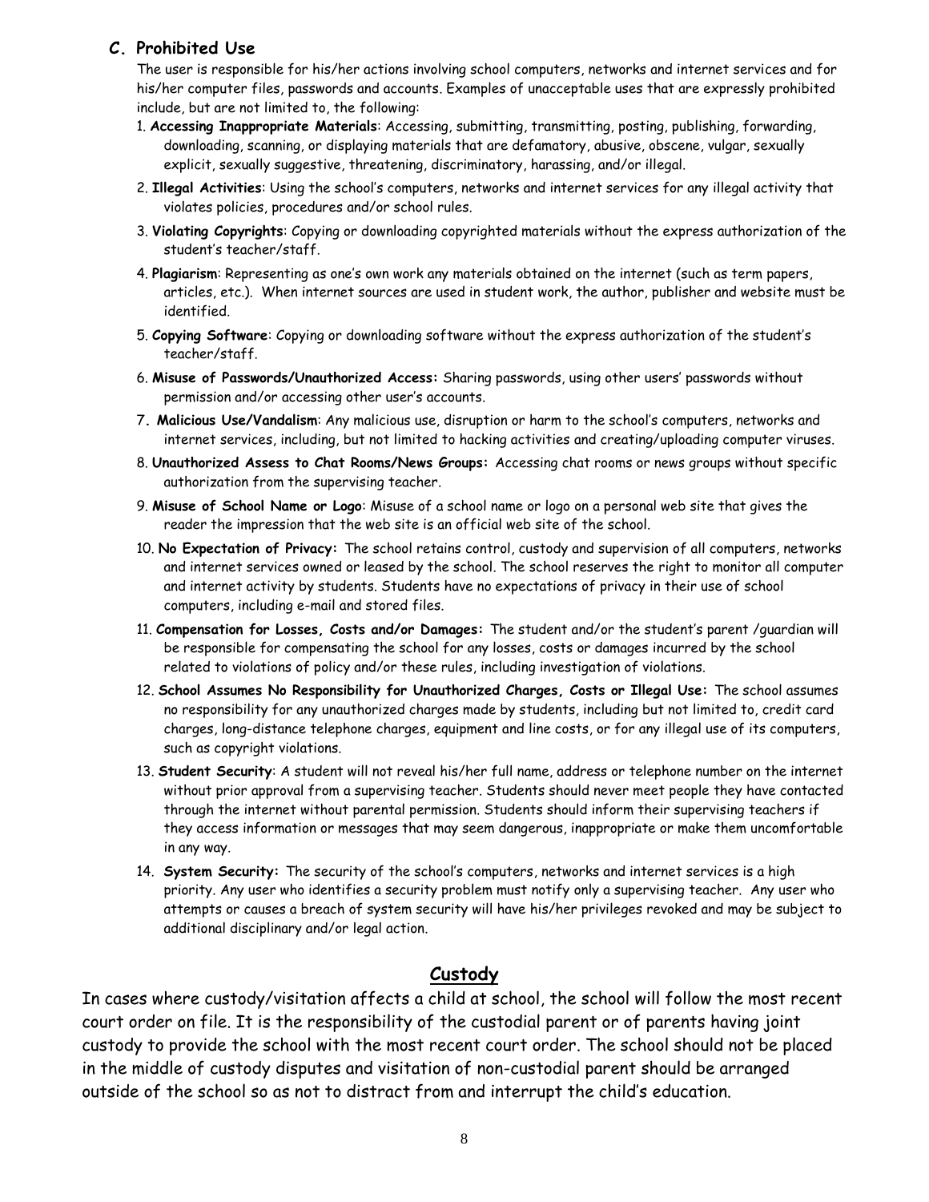### C. Prohibited Use

The user is responsible for his/her actions involving school computers, networks and internet services and for his/her computer files, passwords and accounts. Examples of unacceptable uses that are expressly prohibited include, but are not limited to, the following:

1. **Accessing Inappropriate Materials**: Accessing, submitting, transmitting, posting, publishing, forwarding, downloading, scanning, or displaying materials that are defamatory, abusive, obscene, vulgar, sexually explicit, sexually suggestive, threatening, discriminatory, harassing, and/or illegal.
2. **Illegal Activities**: Using the school's computers, networks and internet services for any illegal activity that violates policies, procedures and/or school rules.
3. **Violating Copyrights**: Copying or downloading copyrighted materials without the express authorization of the student's teacher/staff.
4. **Plagiarism**: Representing as one's own work any materials obtained on the internet (such as term papers, articles, etc.). When internet sources are used in student work, the author, publisher and website must be identified.
5. **Copying Software**: Copying or downloading software without the express authorization of the student's teacher/staff.
6. **Misuse of Passwords/Unauthorized Access:** Sharing passwords, using other users' passwords without permission and/or accessing other user's accounts.
7. **Malicious Use/Vandalism**: Any malicious use, disruption or harm to the school's computers, networks and internet services, including, but not limited to hacking activities and creating/uploading computer viruses.
8. **Unauthorized Assess to Chat Rooms/News Groups:** Accessing chat rooms or news groups without specific authorization from the supervising teacher.
9. **Misuse of School Name or Logo**: Misuse of a school name or logo on a personal web site that gives the reader the impression that the web site is an official web site of the school.
10. **No Expectation of Privacy:** The school retains control, custody and supervision of all computers, networks and internet services owned or leased by the school. The school reserves the right to monitor all computer and internet activity by students. Students have no expectations of privacy in their use of school computers, including e-mail and stored files.
11. **Compensation for Losses, Costs and/or Damages:** The student and/or the student's parent /guardian will be responsible for compensating the school for any losses, costs or damages incurred by the school related to violations of policy and/or these rules, including investigation of violations.
12. **School Assumes No Responsibility for Unauthorized Charges, Costs or Illegal Use:** The school assumes no responsibility for any unauthorized charges made by students, including but not limited to, credit card charges, long-distance telephone charges, equipment and line costs, or for any illegal use of its computers, such as copyright violations.
13. **Student Security**: A student will not reveal his/her full name, address or telephone number on the internet without prior approval from a supervising teacher. Students should never meet people they have contacted through the internet without parental permission. Students should inform their supervising teachers if they access information or messages that may seem dangerous, inappropriate or make them uncomfortable in any way.
14. **System Security:** The security of the school's computers, networks and internet services is a high priority. Any user who identifies a security problem must notify only a supervising teacher. Any user who attempts or causes a breach of system security will have his/her privileges revoked and may be subject to additional disciplinary and/or legal action.

## Custody

In cases where custody/visitation affects a child at school, the school will follow the most recent court order on file. It is the responsibility of the custodial parent or of parents having joint custody to provide the school with the most recent court order. The school should not be placed in the middle of custody disputes and visitation of non-custodial parent should be arranged outside of the school so as not to distract from and interrupt the child's education.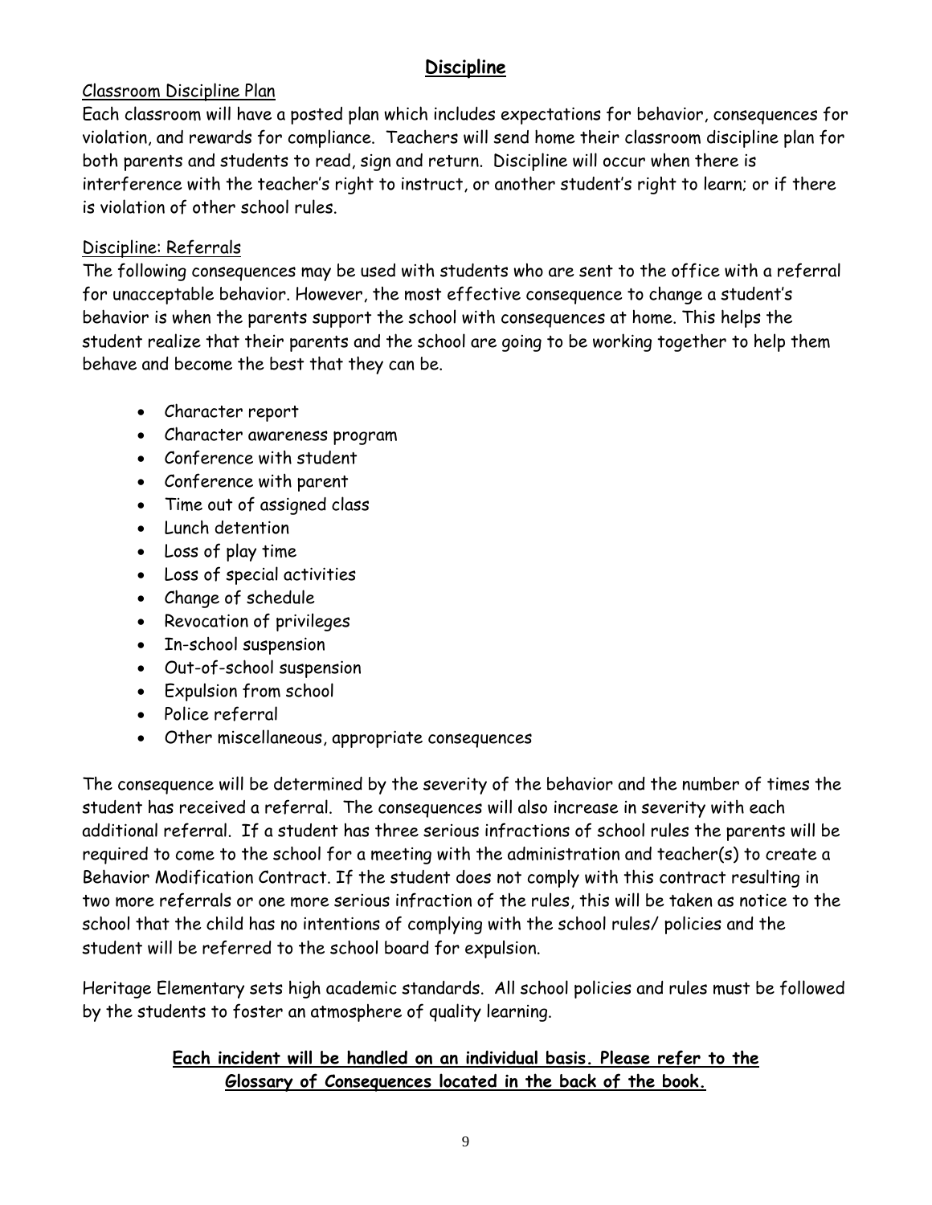## **Discipline**

Classroom Discipline Plan

Each classroom will have a posted plan which includes expectations for behavior, consequences for violation, and rewards for compliance. Teachers will send home their classroom discipline plan for both parents and students to read, sign and return. Discipline will occur when there is interference with the teacher's right to instruct, or another student's right to learn; or if there is violation of other school rules.

Discipline: Referrals

The following consequences may be used with students who are sent to the office with a referral for unacceptable behavior. However, the most effective consequence to change a student's behavior is when the parents support the school with consequences at home. This helps the student realize that their parents and the school are going to be working together to help them behave and become the best that they can be.

- Character report
- Character awareness program
- Conference with student
- Conference with parent
- Time out of assigned class
- Lunch detention
- Loss of play time
- Loss of special activities
- Change of schedule
- Revocation of privileges
- In-school suspension
- Out-of-school suspension
- Expulsion from school
- Police referral
- Other miscellaneous, appropriate consequences

The consequence will be determined by the severity of the behavior and the number of times the student has received a referral. The consequences will also increase in severity with each additional referral. If a student has three serious infractions of school rules the parents will be required to come to the school for a meeting with the administration and teacher(s) to create a Behavior Modification Contract. If the student does not comply with this contract resulting in two more referrals or one more serious infraction of the rules, this will be taken as notice to the school that the child has no intentions of complying with the school rules/ policies and the student will be referred to the school board for expulsion.

Heritage Elementary sets high academic standards. All school policies and rules must be followed by the students to foster an atmosphere of quality learning.

**Each incident will be handled on an individual basis. Please refer to the Glossary of Consequences located in the back of the book.**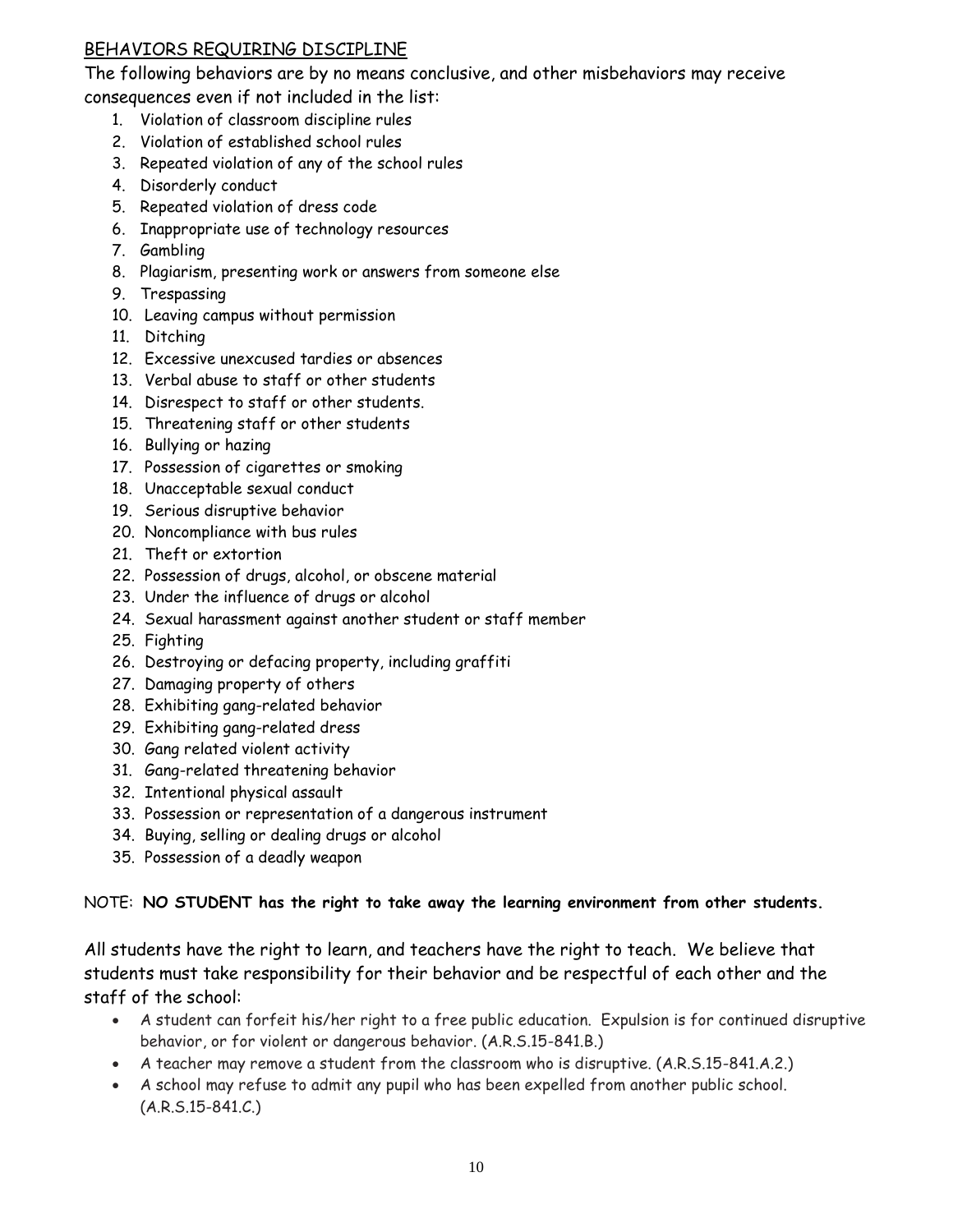## BEHAVIORS REQUIRING DISCIPLINE

The following behaviors are by no means conclusive, and other misbehaviors may receive consequences even if not included in the list:

1. Violation of classroom discipline rules
2. Violation of established school rules
3. Repeated violation of any of the school rules
4. Disorderly conduct
5. Repeated violation of dress code
6. Inappropriate use of technology resources
7. Gambling
8. Plagiarism, presenting work or answers from someone else
9. Trespassing
10. Leaving campus without permission
11. Ditching
12. Excessive unexcused tardies or absences
13. Verbal abuse to staff or other students
14. Disrespect to staff or other students.
15. Threatening staff or other students
16. Bullying or hazing
17. Possession of cigarettes or smoking
18. Unacceptable sexual conduct
19. Serious disruptive behavior
20. Noncompliance with bus rules
21. Theft or extortion
22. Possession of drugs, alcohol, or obscene material
23. Under the influence of drugs or alcohol
24. Sexual harassment against another student or staff member
25. Fighting
26. Destroying or defacing property, including graffiti
27. Damaging property of others
28. Exhibiting gang-related behavior
29. Exhibiting gang-related dress
30. Gang related violent activity
31. Gang-related threatening behavior
32. Intentional physical assault
33. Possession or representation of a dangerous instrument
34. Buying, selling or dealing drugs or alcohol
35. Possession of a deadly weapon

NOTE: **NO STUDENT has the right to take away the learning environment from other students.**

All students have the right to learn, and teachers have the right to teach. We believe that students must take responsibility for their behavior and be respectful of each other and the staff of the school:

- A student can forfeit his/her right to a free public education. Expulsion is for continued disruptive behavior, or for violent or dangerous behavior. (A.R.S.15-841.B.)
- A teacher may remove a student from the classroom who is disruptive. (A.R.S.15-841.A.2.)
- A school may refuse to admit any pupil who has been expelled from another public school. (A.R.S.15-841.C.)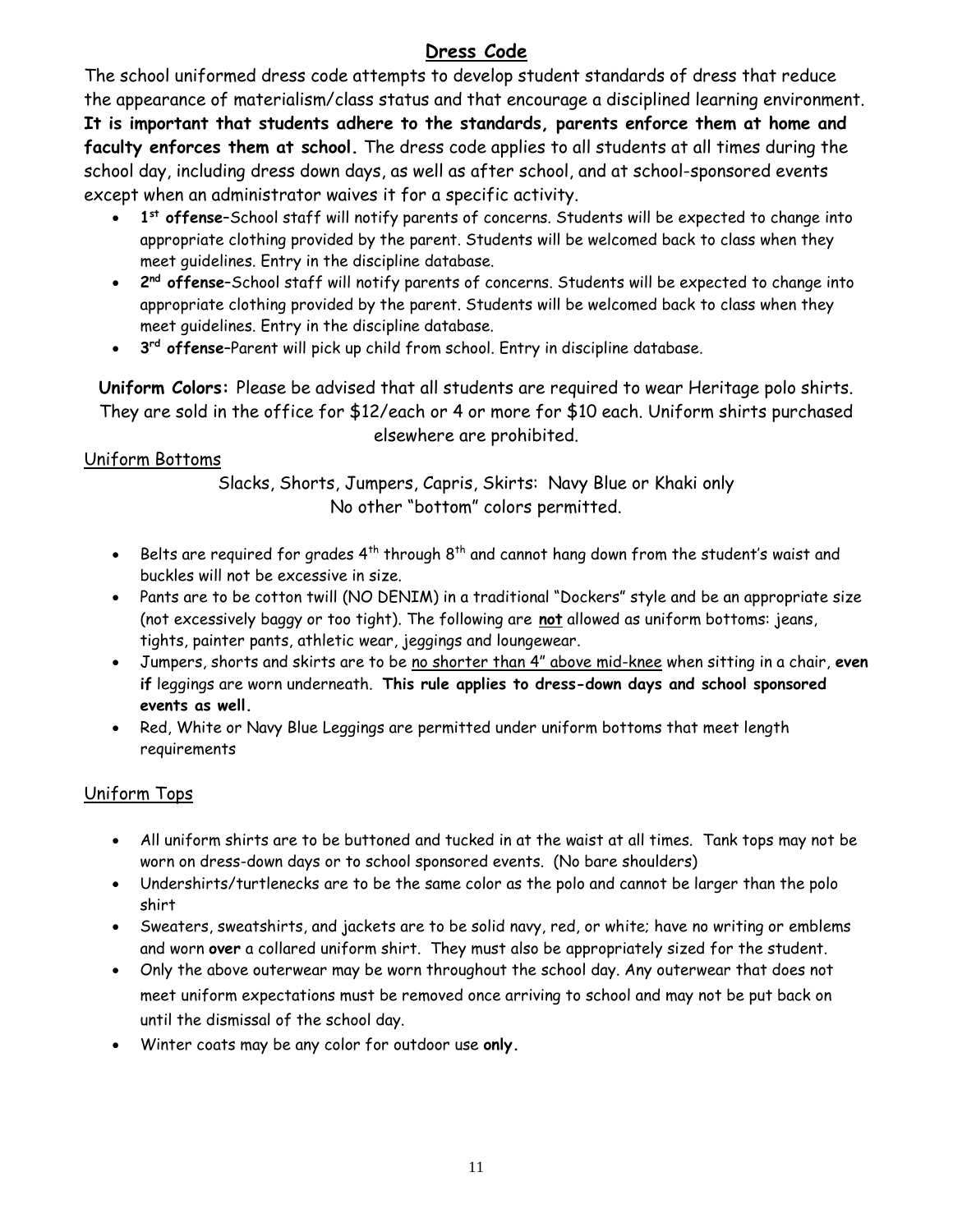## Dress Code

The school uniformed dress code attempts to develop student standards of dress that reduce the appearance of materialism/class status and that encourage a disciplined learning environment. **It is important that students adhere to the standards, parents enforce them at home and faculty enforces them at school.** The dress code applies to all students at all times during the school day, including dress down days, as well as after school, and at school-sponsored events except when an administrator waives it for a specific activity.

- **1st offense**–School staff will notify parents of concerns. Students will be expected to change into appropriate clothing provided by the parent. Students will be welcomed back to class when they meet guidelines. Entry in the discipline database.
- **2nd offense**–School staff will notify parents of concerns. Students will be expected to change into appropriate clothing provided by the parent. Students will be welcomed back to class when they meet guidelines. Entry in the discipline database.
- **3rd offense**–Parent will pick up child from school. Entry in discipline database.

**Uniform Colors:** Please be advised that all students are required to wear Heritage polo shirts. They are sold in the office for $12/each or 4 or more for $10 each. Uniform shirts purchased elsewhere are prohibited.

### Uniform Bottoms

Slacks, Shorts, Jumpers, Capris, Skirts: Navy Blue or Khaki only
No other "bottom" colors permitted.

- Belts are required for grades 4th through 8th and cannot hang down from the student's waist and buckles will not be excessive in size.
- Pants are to be cotton twill (NO DENIM) in a traditional "Dockers" style and be an appropriate size (not excessively baggy or too tight). The following are **not** allowed as uniform bottoms: jeans, tights, painter pants, athletic wear, jeggings and loungewear.
- Jumpers, shorts and skirts are to be no shorter than 4" above mid-knee when sitting in a chair, **even if** leggings are worn underneath. **This rule applies to dress-down days and school sponsored events as well.**
- Red, White or Navy Blue Leggings are permitted under uniform bottoms that meet length requirements

### Uniform Tops

- All uniform shirts are to be buttoned and tucked in at the waist at all times. Tank tops may not be worn on dress-down days or to school sponsored events. (No bare shoulders)
- Undershirts/turtlenecks are to be the same color as the polo and cannot be larger than the polo shirt
- Sweaters, sweatshirts, and jackets are to be solid navy, red, or white; have no writing or emblems and worn **over** a collared uniform shirt. They must also be appropriately sized for the student.
- Only the above outerwear may be worn throughout the school day. Any outerwear that does not meet uniform expectations must be removed once arriving to school and may not be put back on until the dismissal of the school day.
- Winter coats may be any color for outdoor use **only.**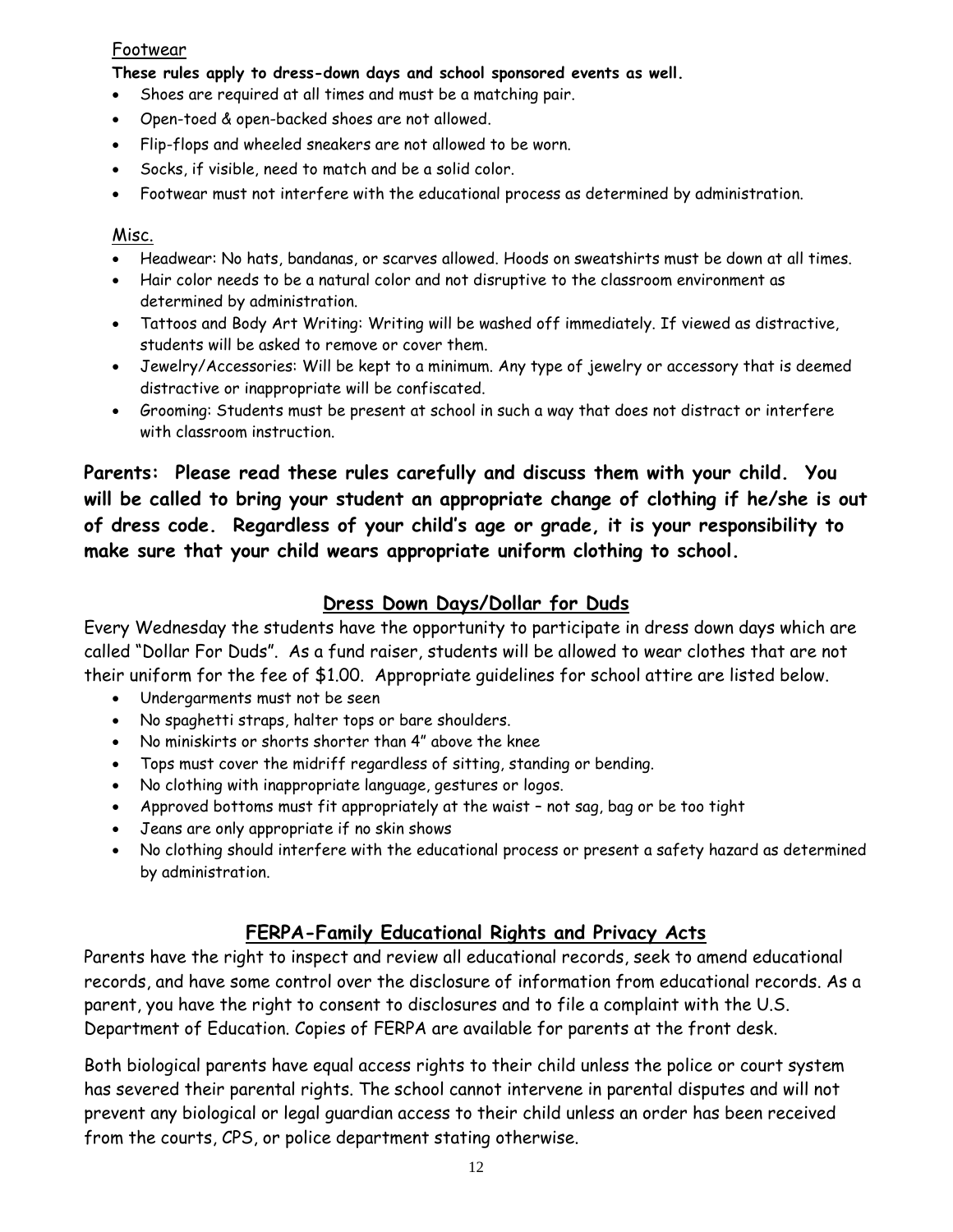### Footwear

**These rules apply to dress-down days and school sponsored events as well.**

- Shoes are required at all times and must be a matching pair.
- Open-toed & open-backed shoes are not allowed.
- Flip-flops and wheeled sneakers are not allowed to be worn.
- Socks, if visible, need to match and be a solid color.
- Footwear must not interfere with the educational process as determined by administration.

### Misc.

- Headwear: No hats, bandanas, or scarves allowed. Hoods on sweatshirts must be down at all times.
- Hair color needs to be a natural color and not disruptive to the classroom environment as determined by administration.
- Tattoos and Body Art Writing: Writing will be washed off immediately. If viewed as distractive, students will be asked to remove or cover them.
- Jewelry/Accessories: Will be kept to a minimum. Any type of jewelry or accessory that is deemed distractive or inappropriate will be confiscated.
- Grooming: Students must be present at school in such a way that does not distract or interfere with classroom instruction.

**Parents: Please read these rules carefully and discuss them with your child. You will be called to bring your student an appropriate change of clothing if he/she is out of dress code. Regardless of your child's age or grade, it is your responsibility to make sure that your child wears appropriate uniform clothing to school.**

## Dress Down Days/Dollar for Duds

Every Wednesday the students have the opportunity to participate in dress down days which are called "Dollar For Duds". As a fund raiser, students will be allowed to wear clothes that are not their uniform for the fee of $1.00. Appropriate guidelines for school attire are listed below.

- Undergarments must not be seen
- No spaghetti straps, halter tops or bare shoulders.
- No miniskirts or shorts shorter than 4" above the knee
- Tops must cover the midriff regardless of sitting, standing or bending.
- No clothing with inappropriate language, gestures or logos.
- Approved bottoms must fit appropriately at the waist – not sag, bag or be too tight
- Jeans are only appropriate if no skin shows
- No clothing should interfere with the educational process or present a safety hazard as determined by administration.

## FERPA-Family Educational Rights and Privacy Acts

Parents have the right to inspect and review all educational records, seek to amend educational records, and have some control over the disclosure of information from educational records. As a parent, you have the right to consent to disclosures and to file a complaint with the U.S. Department of Education. Copies of FERPA are available for parents at the front desk.

Both biological parents have equal access rights to their child unless the police or court system has severed their parental rights. The school cannot intervene in parental disputes and will not prevent any biological or legal guardian access to their child unless an order has been received from the courts, CPS, or police department stating otherwise.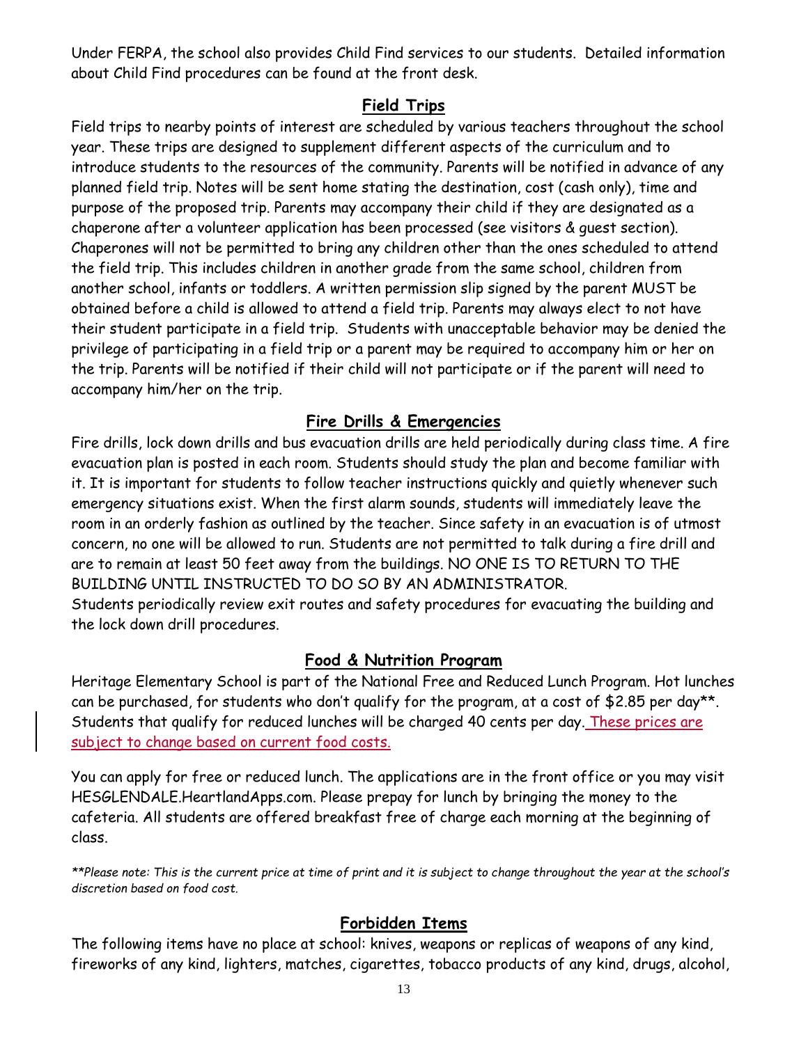Under FERPA, the school also provides Child Find services to our students. Detailed information about Child Find procedures can be found at the front desk.

## Field Trips

Field trips to nearby points of interest are scheduled by various teachers throughout the school year. These trips are designed to supplement different aspects of the curriculum and to introduce students to the resources of the community. Parents will be notified in advance of any planned field trip. Notes will be sent home stating the destination, cost (cash only), time and purpose of the proposed trip. Parents may accompany their child if they are designated as a chaperone after a volunteer application has been processed (see visitors & guest section). Chaperones will not be permitted to bring any children other than the ones scheduled to attend the field trip. This includes children in another grade from the same school, children from another school, infants or toddlers. A written permission slip signed by the parent MUST be obtained before a child is allowed to attend a field trip. Parents may always elect to not have their student participate in a field trip. Students with unacceptable behavior may be denied the privilege of participating in a field trip or a parent may be required to accompany him or her on the trip. Parents will be notified if their child will not participate or if the parent will need to accompany him/her on the trip.

## Fire Drills & Emergencies

Fire drills, lock down drills and bus evacuation drills are held periodically during class time. A fire evacuation plan is posted in each room. Students should study the plan and become familiar with it. It is important for students to follow teacher instructions quickly and quietly whenever such emergency situations exist. When the first alarm sounds, students will immediately leave the room in an orderly fashion as outlined by the teacher. Since safety in an evacuation is of utmost concern, no one will be allowed to run. Students are not permitted to talk during a fire drill and are to remain at least 50 feet away from the buildings. NO ONE IS TO RETURN TO THE BUILDING UNTIL INSTRUCTED TO DO SO BY AN ADMINISTRATOR.
Students periodically review exit routes and safety procedures for evacuating the building and the lock down drill procedures.

## Food & Nutrition Program

Heritage Elementary School is part of the National Free and Reduced Lunch Program. Hot lunches can be purchased, for students who don't qualify for the program, at a cost of $2.85 per day**. Students that qualify for reduced lunches will be charged 40 cents per day. These prices are subject to change based on current food costs.

You can apply for free or reduced lunch. The applications are in the front office or you may visit HESGLENDALE.HeartlandApps.com. Please prepay for lunch by bringing the money to the cafeteria. All students are offered breakfast free of charge each morning at the beginning of class.

*\*\*Please note: This is the current price at time of print and it is subject to change throughout the year at the school's discretion based on food cost.*

## Forbidden Items

The following items have no place at school: knives, weapons or replicas of weapons of any kind, fireworks of any kind, lighters, matches, cigarettes, tobacco products of any kind, drugs, alcohol,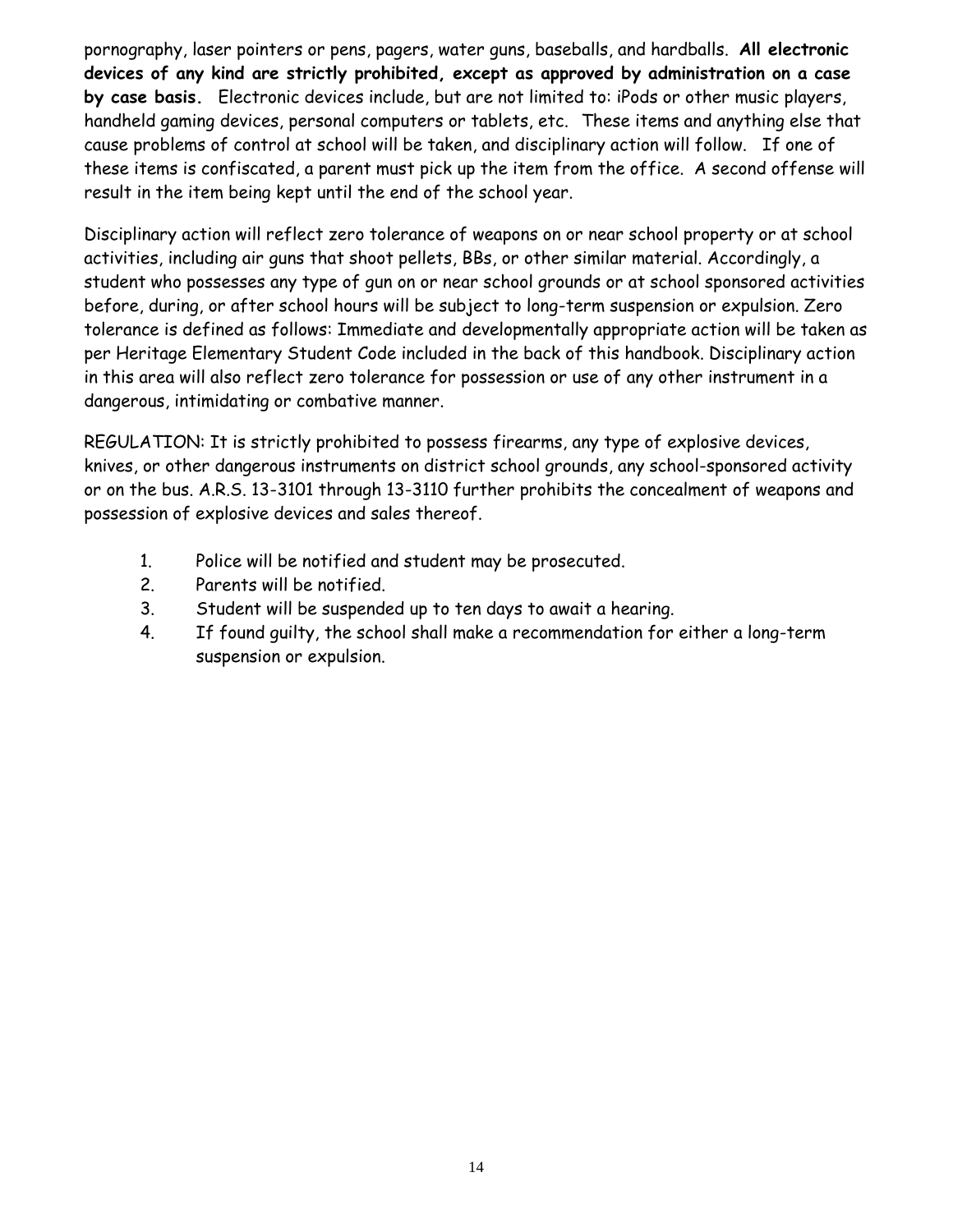pornography, laser pointers or pens, pagers, water guns, baseballs, and hardballs. **All electronic devices of any kind are strictly prohibited, except as approved by administration on a case by case basis.** Electronic devices include, but are not limited to: iPods or other music players, handheld gaming devices, personal computers or tablets, etc. These items and anything else that cause problems of control at school will be taken, and disciplinary action will follow. If one of these items is confiscated, a parent must pick up the item from the office. A second offense will result in the item being kept until the end of the school year.

Disciplinary action will reflect zero tolerance of weapons on or near school property or at school activities, including air guns that shoot pellets, BBs, or other similar material. Accordingly, a student who possesses any type of gun on or near school grounds or at school sponsored activities before, during, or after school hours will be subject to long-term suspension or expulsion. Zero tolerance is defined as follows: Immediate and developmentally appropriate action will be taken as per Heritage Elementary Student Code included in the back of this handbook. Disciplinary action in this area will also reflect zero tolerance for possession or use of any other instrument in a dangerous, intimidating or combative manner.

REGULATION: It is strictly prohibited to possess firearms, any type of explosive devices, knives, or other dangerous instruments on district school grounds, any school-sponsored activity or on the bus. A.R.S. 13-3101 through 13-3110 further prohibits the concealment of weapons and possession of explosive devices and sales thereof.

1. Police will be notified and student may be prosecuted.
2. Parents will be notified.
3. Student will be suspended up to ten days to await a hearing.
4. If found guilty, the school shall make a recommendation for either a long-term suspension or expulsion.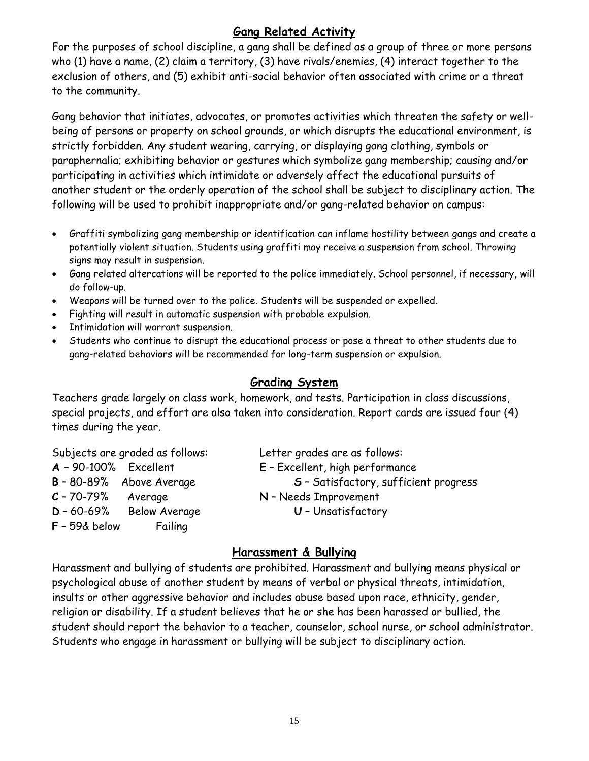## Gang Related Activity

For the purposes of school discipline, a gang shall be defined as a group of three or more persons who (1) have a name, (2) claim a territory, (3) have rivals/enemies, (4) interact together to the exclusion of others, and (5) exhibit anti-social behavior often associated with crime or a threat to the community.

Gang behavior that initiates, advocates, or promotes activities which threaten the safety or well-being of persons or property on school grounds, or which disrupts the educational environment, is strictly forbidden. Any student wearing, carrying, or displaying gang clothing, symbols or paraphernalia; exhibiting behavior or gestures which symbolize gang membership; causing and/or participating in activities which intimidate or adversely affect the educational pursuits of another student or the orderly operation of the school shall be subject to disciplinary action. The following will be used to prohibit inappropriate and/or gang-related behavior on campus:

- Graffiti symbolizing gang membership or identification can inflame hostility between gangs and create a potentially violent situation. Students using graffiti may receive a suspension from school. Throwing signs may result in suspension.
- Gang related altercations will be reported to the police immediately. School personnel, if necessary, will do follow-up.
- Weapons will be turned over to the police. Students will be suspended or expelled.
- Fighting will result in automatic suspension with probable expulsion.
- Intimidation will warrant suspension.
- Students who continue to disrupt the educational process or pose a threat to other students due to gang-related behaviors will be recommended for long-term suspension or expulsion.

## Grading System

Teachers grade largely on class work, homework, and tests. Participation in class discussions, special projects, and effort are also taken into consideration. Report cards are issued four (4) times during the year.

Subjects are graded as follows:

**A** – 90-100% Excellent
**B** – 80-89% Above Average
**C** – 70-79% Average
**D** – 60-69% Below Average
**F** – 59& below Failing

Letter grades are as follows:

**E** – Excellent, high performance
**S** – Satisfactory, sufficient progress
**N** – Needs Improvement
**U** – Unsatisfactory

## Harassment & Bullying

Harassment and bullying of students are prohibited. Harassment and bullying means physical or psychological abuse of another student by means of verbal or physical threats, intimidation, insults or other aggressive behavior and includes abuse based upon race, ethnicity, gender, religion or disability. If a student believes that he or she has been harassed or bullied, the student should report the behavior to a teacher, counselor, school nurse, or school administrator. Students who engage in harassment or bullying will be subject to disciplinary action.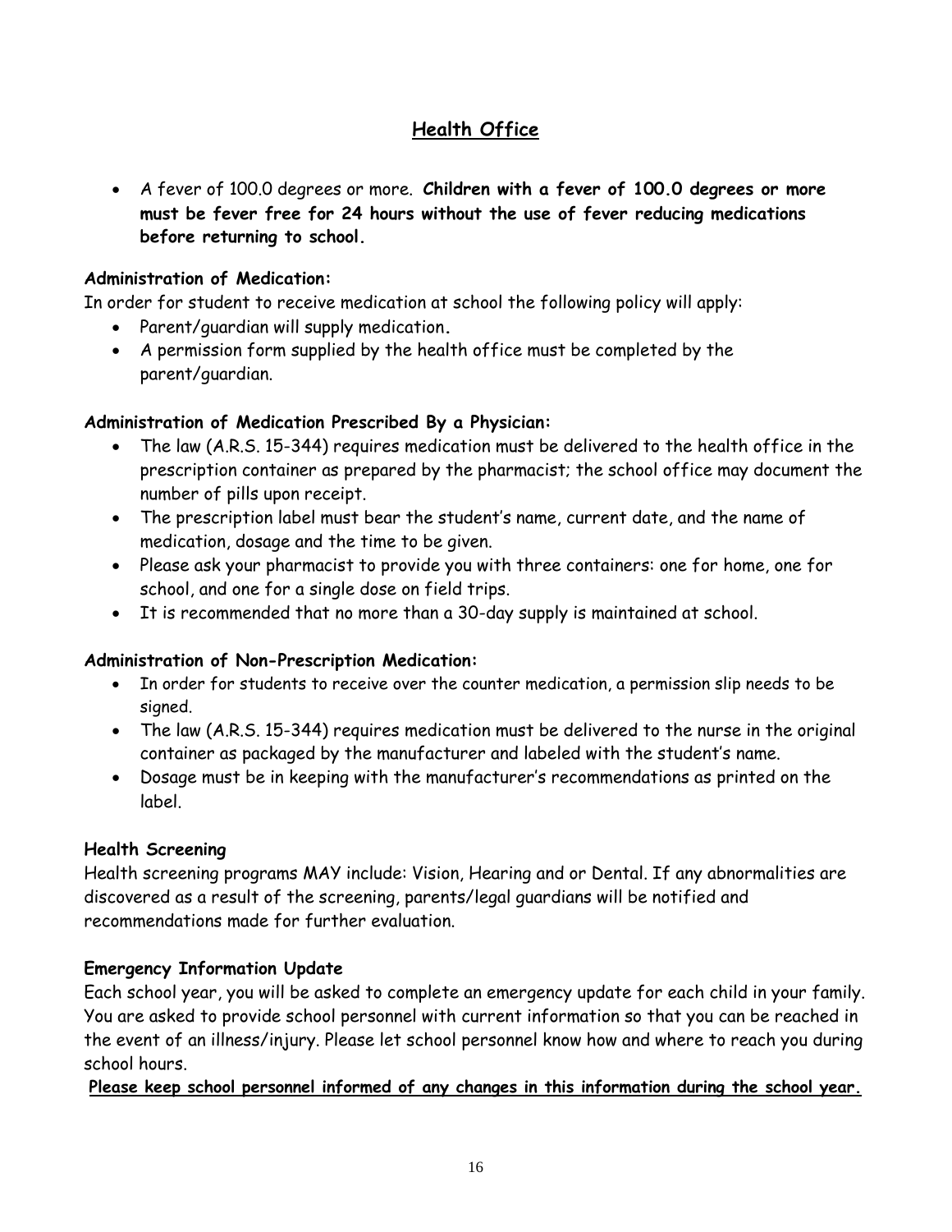# Health Office

- A fever of 100.0 degrees or more. **Children with a fever of 100.0 degrees or more must be fever free for 24 hours without the use of fever reducing medications before returning to school.**

**Administration of Medication:**

In order for student to receive medication at school the following policy will apply:

- Parent/guardian will supply medication.
- A permission form supplied by the health office must be completed by the parent/guardian.

**Administration of Medication Prescribed By a Physician:**

- The law (A.R.S. 15-344) requires medication must be delivered to the health office in the prescription container as prepared by the pharmacist; the school office may document the number of pills upon receipt.
- The prescription label must bear the student's name, current date, and the name of medication, dosage and the time to be given.
- Please ask your pharmacist to provide you with three containers: one for home, one for school, and one for a single dose on field trips.
- It is recommended that no more than a 30-day supply is maintained at school.

**Administration of Non-Prescription Medication:**

- In order for students to receive over the counter medication, a permission slip needs to be signed.
- The law (A.R.S. 15-344) requires medication must be delivered to the nurse in the original container as packaged by the manufacturer and labeled with the student's name.
- Dosage must be in keeping with the manufacturer's recommendations as printed on the label.

**Health Screening**

Health screening programs MAY include: Vision, Hearing and or Dental. If any abnormalities are discovered as a result of the screening, parents/legal guardians will be notified and recommendations made for further evaluation.

**Emergency Information Update**

Each school year, you will be asked to complete an emergency update for each child in your family. You are asked to provide school personnel with current information so that you can be reached in the event of an illness/injury. Please let school personnel know how and where to reach you during school hours.

**Please keep school personnel informed of any changes in this information during the school year.**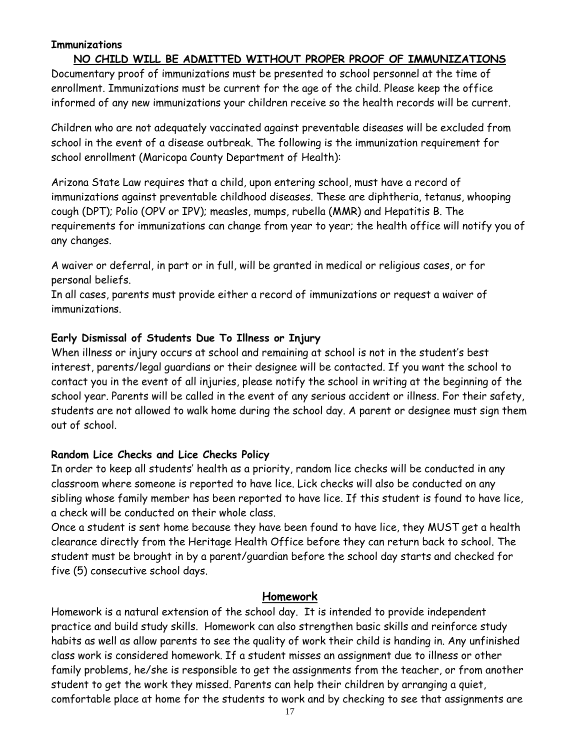**Immunizations**

**NO CHILD WILL BE ADMITTED WITHOUT PROPER PROOF OF IMMUNIZATIONS**

Documentary proof of immunizations must be presented to school personnel at the time of enrollment. Immunizations must be current for the age of the child. Please keep the office informed of any new immunizations your children receive so the health records will be current.

Children who are not adequately vaccinated against preventable diseases will be excluded from school in the event of a disease outbreak. The following is the immunization requirement for school enrollment (Maricopa County Department of Health):

Arizona State Law requires that a child, upon entering school, must have a record of immunizations against preventable childhood diseases. These are diphtheria, tetanus, whooping cough (DPT); Polio (OPV or IPV); measles, mumps, rubella (MMR) and Hepatitis B. The requirements for immunizations can change from year to year; the health office will notify you of any changes.

A waiver or deferral, in part or in full, will be granted in medical or religious cases, or for personal beliefs.

In all cases, parents must provide either a record of immunizations or request a waiver of immunizations.

**Early Dismissal of Students Due To Illness or Injury**

When illness or injury occurs at school and remaining at school is not in the student's best interest, parents/legal guardians or their designee will be contacted. If you want the school to contact you in the event of all injuries, please notify the school in writing at the beginning of the school year. Parents will be called in the event of any serious accident or illness. For their safety, students are not allowed to walk home during the school day. A parent or designee must sign them out of school.

**Random Lice Checks and Lice Checks Policy**

In order to keep all students' health as a priority, random lice checks will be conducted in any classroom where someone is reported to have lice. Lick checks will also be conducted on any sibling whose family member has been reported to have lice. If this student is found to have lice, a check will be conducted on their whole class.

Once a student is sent home because they have been found to have lice, they MUST get a health clearance directly from the Heritage Health Office before they can return back to school. The student must be brought in by a parent/guardian before the school day starts and checked for five (5) consecutive school days.

## Homework

Homework is a natural extension of the school day. It is intended to provide independent practice and build study skills. Homework can also strengthen basic skills and reinforce study habits as well as allow parents to see the quality of work their child is handing in. Any unfinished class work is considered homework. If a student misses an assignment due to illness or other family problems, he/she is responsible to get the assignments from the teacher, or from another student to get the work they missed. Parents can help their children by arranging a quiet, comfortable place at home for the students to work and by checking to see that assignments are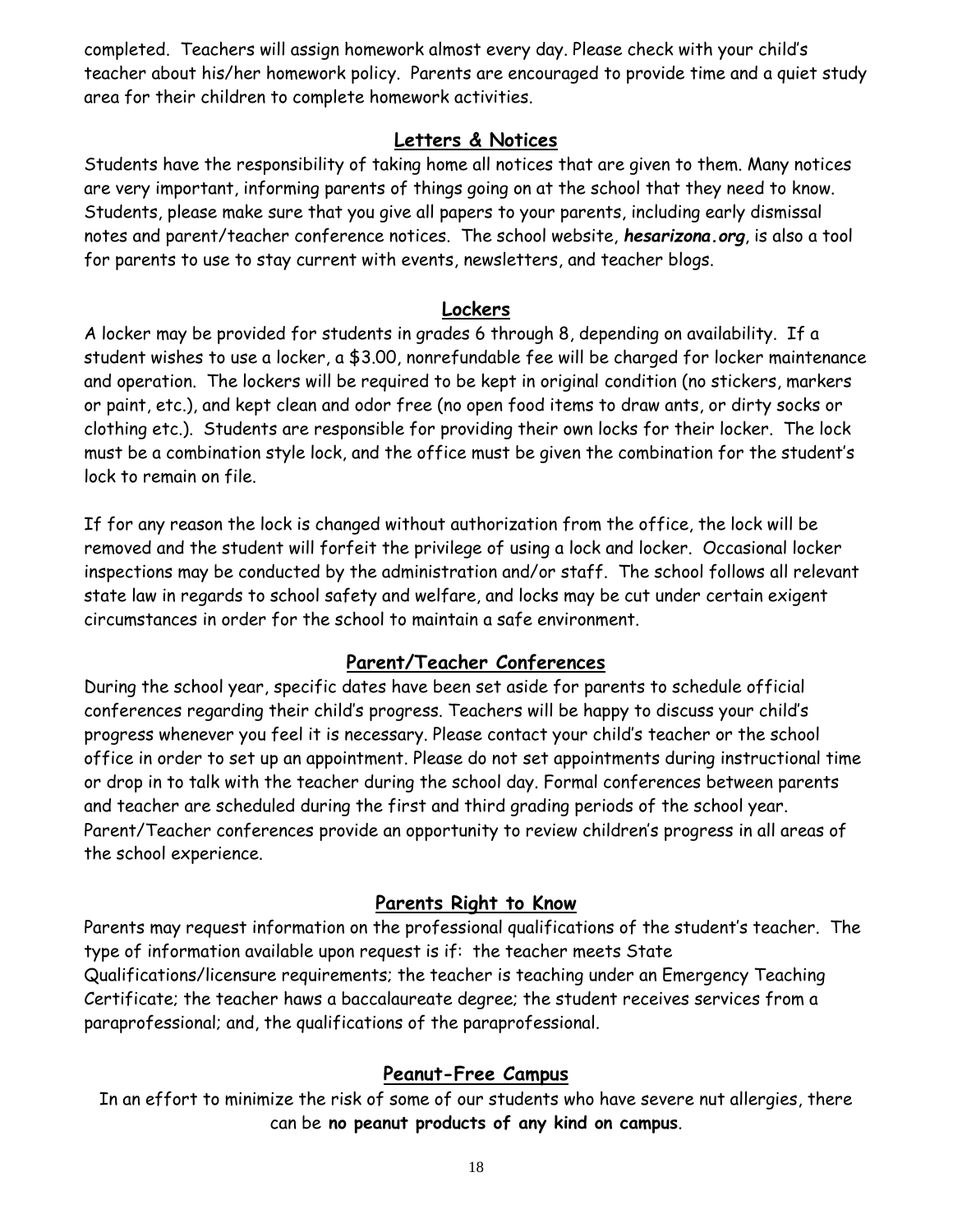completed. Teachers will assign homework almost every day. Please check with your child's teacher about his/her homework policy. Parents are encouraged to provide time and a quiet study area for their children to complete homework activities.

## Letters & Notices

Students have the responsibility of taking home all notices that are given to them. Many notices are very important, informing parents of things going on at the school that they need to know. Students, please make sure that you give all papers to your parents, including early dismissal notes and parent/teacher conference notices. The school website, ***hesarizona.org***, is also a tool for parents to use to stay current with events, newsletters, and teacher blogs.

## Lockers

A locker may be provided for students in grades 6 through 8, depending on availability. If a student wishes to use a locker, a $3.00, nonrefundable fee will be charged for locker maintenance and operation. The lockers will be required to be kept in original condition (no stickers, markers or paint, etc.), and kept clean and odor free (no open food items to draw ants, or dirty socks or clothing etc.). Students are responsible for providing their own locks for their locker. The lock must be a combination style lock, and the office must be given the combination for the student's lock to remain on file.

If for any reason the lock is changed without authorization from the office, the lock will be removed and the student will forfeit the privilege of using a lock and locker. Occasional locker inspections may be conducted by the administration and/or staff. The school follows all relevant state law in regards to school safety and welfare, and locks may be cut under certain exigent circumstances in order for the school to maintain a safe environment.

## Parent/Teacher Conferences

During the school year, specific dates have been set aside for parents to schedule official conferences regarding their child's progress. Teachers will be happy to discuss your child's progress whenever you feel it is necessary. Please contact your child's teacher or the school office in order to set up an appointment. Please do not set appointments during instructional time or drop in to talk with the teacher during the school day. Formal conferences between parents and teacher are scheduled during the first and third grading periods of the school year. Parent/Teacher conferences provide an opportunity to review children's progress in all areas of the school experience.

## Parents Right to Know

Parents may request information on the professional qualifications of the student's teacher. The type of information available upon request is if: the teacher meets State Qualifications/licensure requirements; the teacher is teaching under an Emergency Teaching Certificate; the teacher haws a baccalaureate degree; the student receives services from a paraprofessional; and, the qualifications of the paraprofessional.

## Peanut-Free Campus

In an effort to minimize the risk of some of our students who have severe nut allergies, there can be **no peanut products of any kind on campus**.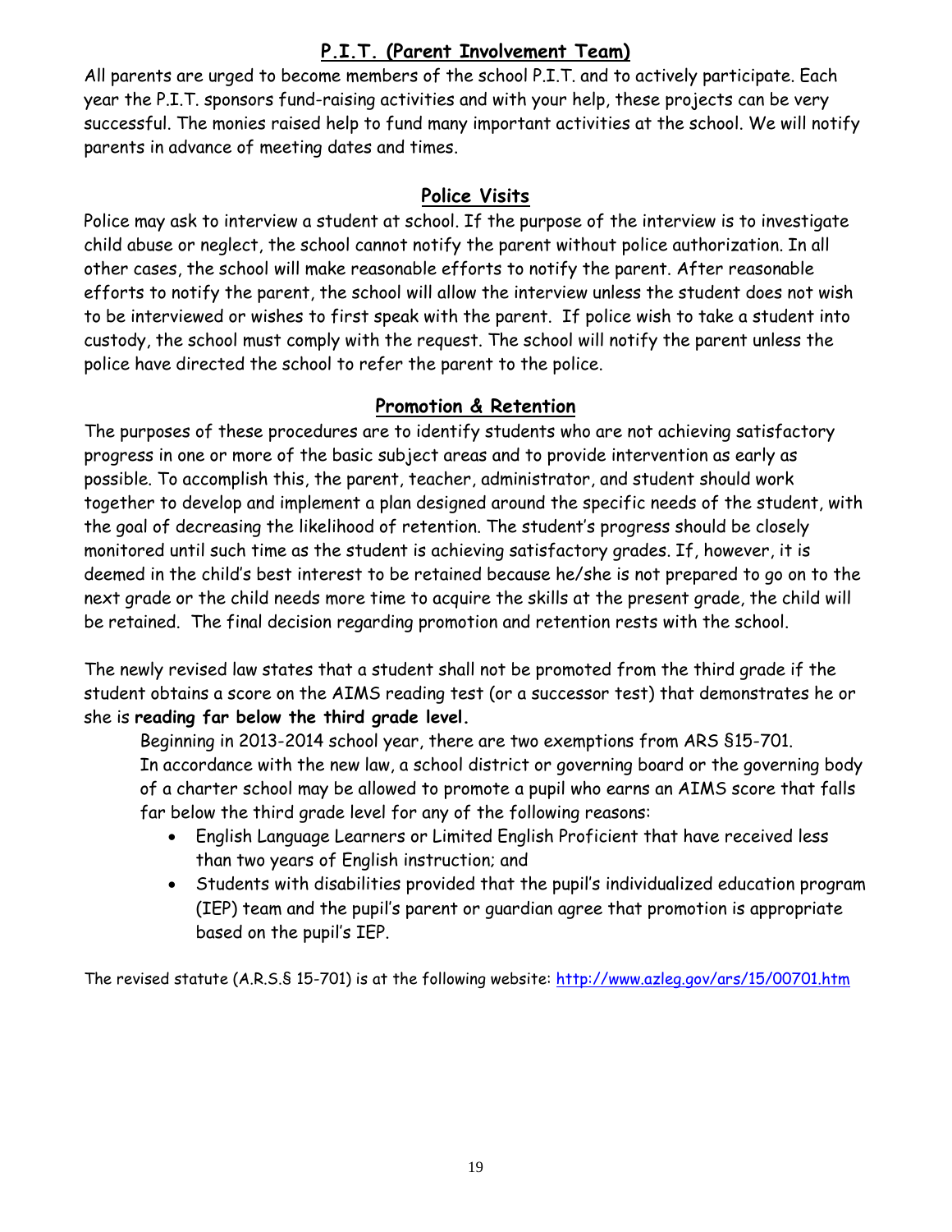## P.I.T. (Parent Involvement Team)

All parents are urged to become members of the school P.I.T. and to actively participate. Each year the P.I.T. sponsors fund-raising activities and with your help, these projects can be very successful. The monies raised help to fund many important activities at the school. We will notify parents in advance of meeting dates and times.

## Police Visits

Police may ask to interview a student at school. If the purpose of the interview is to investigate child abuse or neglect, the school cannot notify the parent without police authorization. In all other cases, the school will make reasonable efforts to notify the parent. After reasonable efforts to notify the parent, the school will allow the interview unless the student does not wish to be interviewed or wishes to first speak with the parent. If police wish to take a student into custody, the school must comply with the request. The school will notify the parent unless the police have directed the school to refer the parent to the police.

## Promotion & Retention

The purposes of these procedures are to identify students who are not achieving satisfactory progress in one or more of the basic subject areas and to provide intervention as early as possible. To accomplish this, the parent, teacher, administrator, and student should work together to develop and implement a plan designed around the specific needs of the student, with the goal of decreasing the likelihood of retention. The student's progress should be closely monitored until such time as the student is achieving satisfactory grades. If, however, it is deemed in the child's best interest to be retained because he/she is not prepared to go on to the next grade or the child needs more time to acquire the skills at the present grade, the child will be retained. The final decision regarding promotion and retention rests with the school.

The newly revised law states that a student shall not be promoted from the third grade if the student obtains a score on the AIMS reading test (or a successor test) that demonstrates he or she is **reading far below the third grade level.**

Beginning in 2013-2014 school year, there are two exemptions from ARS §15-701. In accordance with the new law, a school district or governing board or the governing body of a charter school may be allowed to promote a pupil who earns an AIMS score that falls far below the third grade level for any of the following reasons:

- English Language Learners or Limited English Proficient that have received less than two years of English instruction; and
- Students with disabilities provided that the pupil's individualized education program (IEP) team and the pupil's parent or guardian agree that promotion is appropriate based on the pupil's IEP.

The revised statute (A.R.S.§ 15-701) is at the following website: http://www.azleg.gov/ars/15/00701.htm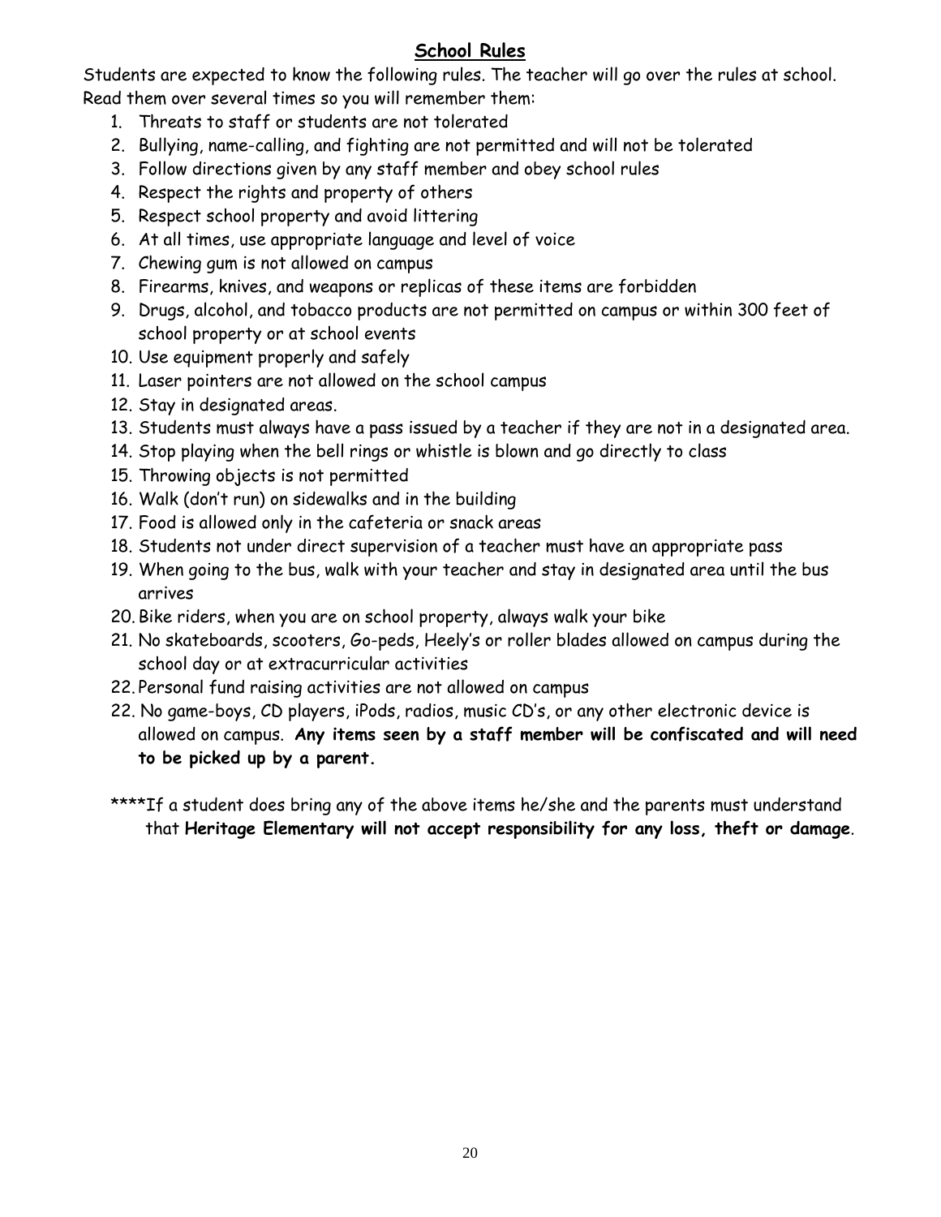## School Rules

Students are expected to know the following rules. The teacher will go over the rules at school. Read them over several times so you will remember them:

1. Threats to staff or students are not tolerated
2. Bullying, name-calling, and fighting are not permitted and will not be tolerated
3. Follow directions given by any staff member and obey school rules
4. Respect the rights and property of others
5. Respect school property and avoid littering
6. At all times, use appropriate language and level of voice
7. Chewing gum is not allowed on campus
8. Firearms, knives, and weapons or replicas of these items are forbidden
9. Drugs, alcohol, and tobacco products are not permitted on campus or within 300 feet of school property or at school events
10. Use equipment properly and safely
11. Laser pointers are not allowed on the school campus
12. Stay in designated areas.
13. Students must always have a pass issued by a teacher if they are not in a designated area.
14. Stop playing when the bell rings or whistle is blown and go directly to class
15. Throwing objects is not permitted
16. Walk (don't run) on sidewalks and in the building
17. Food is allowed only in the cafeteria or snack areas
18. Students not under direct supervision of a teacher must have an appropriate pass
19. When going to the bus, walk with your teacher and stay in designated area until the bus arrives
20. Bike riders, when you are on school property, always walk your bike
21. No skateboards, scooters, Go-peds, Heely's or roller blades allowed on campus during the school day or at extracurricular activities

22. Personal fund raising activities are not allowed on campus

22. No game-boys, CD players, iPods, radios, music CD's, or any other electronic device is allowed on campus. **Any items seen by a staff member will be confiscated and will need to be picked up by a parent.**

****If a student does bring any of the above items he/she and the parents must understand that **Heritage Elementary will not accept responsibility for any loss, theft or damage**.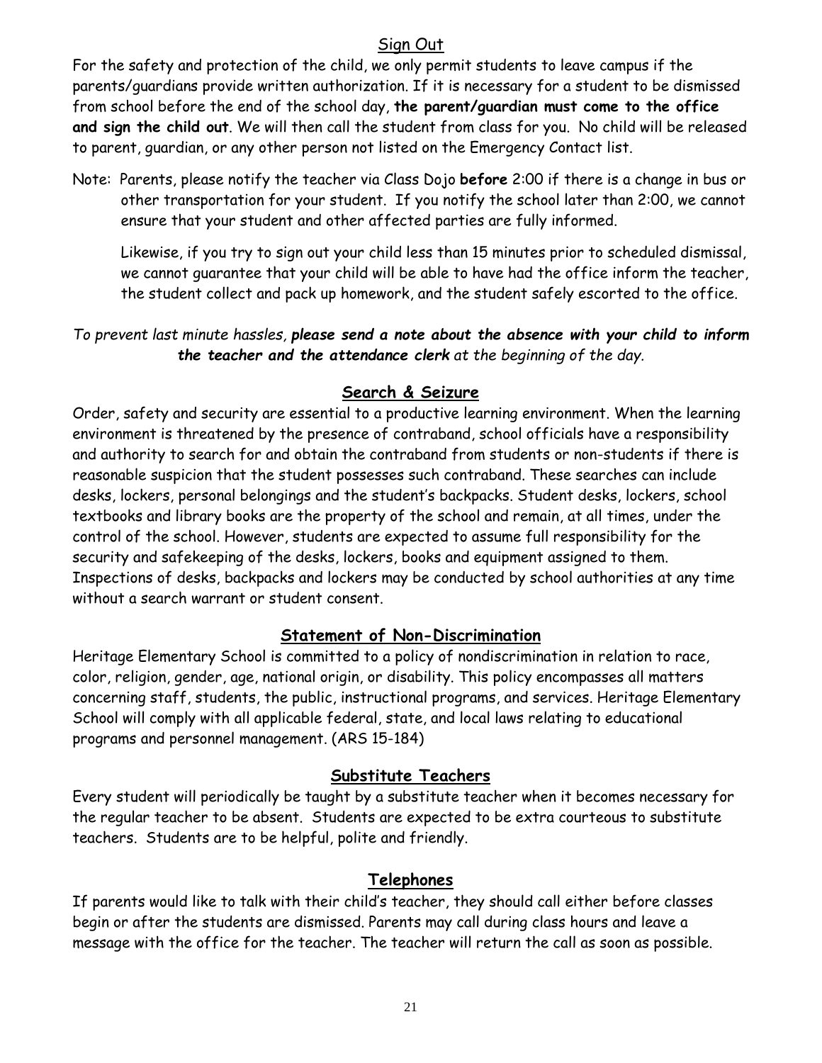## Sign Out

For the safety and protection of the child, we only permit students to leave campus if the parents/guardians provide written authorization. If it is necessary for a student to be dismissed from school before the end of the school day, **the parent/guardian must come to the office and sign the child out**. We will then call the student from class for you. No child will be released to parent, guardian, or any other person not listed on the Emergency Contact list.

Note: Parents, please notify the teacher via Class Dojo **before** 2:00 if there is a change in bus or other transportation for your student. If you notify the school later than 2:00, we cannot ensure that your student and other affected parties are fully informed.

Likewise, if you try to sign out your child less than 15 minutes prior to scheduled dismissal, we cannot guarantee that your child will be able to have had the office inform the teacher, the student collect and pack up homework, and the student safely escorted to the office.

*To prevent last minute hassles, **please send a note about the absence with your child to inform the teacher and the attendance clerk** at the beginning of the day.*

## Search & Seizure

Order, safety and security are essential to a productive learning environment. When the learning environment is threatened by the presence of contraband, school officials have a responsibility and authority to search for and obtain the contraband from students or non-students if there is reasonable suspicion that the student possesses such contraband. These searches can include desks, lockers, personal belongings and the student's backpacks. Student desks, lockers, school textbooks and library books are the property of the school and remain, at all times, under the control of the school. However, students are expected to assume full responsibility for the security and safekeeping of the desks, lockers, books and equipment assigned to them. Inspections of desks, backpacks and lockers may be conducted by school authorities at any time without a search warrant or student consent.

## Statement of Non-Discrimination

Heritage Elementary School is committed to a policy of nondiscrimination in relation to race, color, religion, gender, age, national origin, or disability. This policy encompasses all matters concerning staff, students, the public, instructional programs, and services. Heritage Elementary School will comply with all applicable federal, state, and local laws relating to educational programs and personnel management. (ARS 15-184)

## Substitute Teachers

Every student will periodically be taught by a substitute teacher when it becomes necessary for the regular teacher to be absent. Students are expected to be extra courteous to substitute teachers. Students are to be helpful, polite and friendly.

## Telephones

If parents would like to talk with their child's teacher, they should call either before classes begin or after the students are dismissed. Parents may call during class hours and leave a message with the office for the teacher. The teacher will return the call as soon as possible.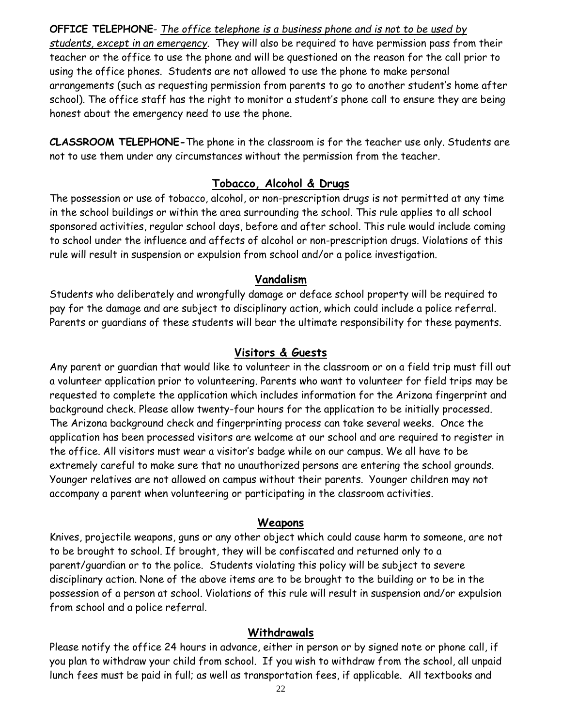**OFFICE TELEPHONE**- *The office telephone is a business phone and is not to be used by students, except in an emergency.* They will also be required to have permission pass from their teacher or the office to use the phone and will be questioned on the reason for the call prior to using the office phones. Students are not allowed to use the phone to make personal arrangements (such as requesting permission from parents to go to another student's home after school). The office staff has the right to monitor a student's phone call to ensure they are being honest about the emergency need to use the phone.

**CLASSROOM TELEPHONE-**The phone in the classroom is for the teacher use only. Students are not to use them under any circumstances without the permission from the teacher.

## Tobacco, Alcohol & Drugs

The possession or use of tobacco, alcohol, or non-prescription drugs is not permitted at any time in the school buildings or within the area surrounding the school. This rule applies to all school sponsored activities, regular school days, before and after school. This rule would include coming to school under the influence and affects of alcohol or non-prescription drugs. Violations of this rule will result in suspension or expulsion from school and/or a police investigation.

## Vandalism

Students who deliberately and wrongfully damage or deface school property will be required to pay for the damage and are subject to disciplinary action, which could include a police referral. Parents or guardians of these students will bear the ultimate responsibility for these payments.

## Visitors & Guests

Any parent or guardian that would like to volunteer in the classroom or on a field trip must fill out a volunteer application prior to volunteering. Parents who want to volunteer for field trips may be requested to complete the application which includes information for the Arizona fingerprint and background check. Please allow twenty-four hours for the application to be initially processed. The Arizona background check and fingerprinting process can take several weeks. Once the application has been processed visitors are welcome at our school and are required to register in the office. All visitors must wear a visitor's badge while on our campus. We all have to be extremely careful to make sure that no unauthorized persons are entering the school grounds. Younger relatives are not allowed on campus without their parents. Younger children may not accompany a parent when volunteering or participating in the classroom activities.

## Weapons

Knives, projectile weapons, guns or any other object which could cause harm to someone, are not to be brought to school. If brought, they will be confiscated and returned only to a parent/guardian or to the police. Students violating this policy will be subject to severe disciplinary action. None of the above items are to be brought to the building or to be in the possession of a person at school. Violations of this rule will result in suspension and/or expulsion from school and a police referral.

## Withdrawals

Please notify the office 24 hours in advance, either in person or by signed note or phone call, if you plan to withdraw your child from school. If you wish to withdraw from the school, all unpaid lunch fees must be paid in full; as well as transportation fees, if applicable. All textbooks and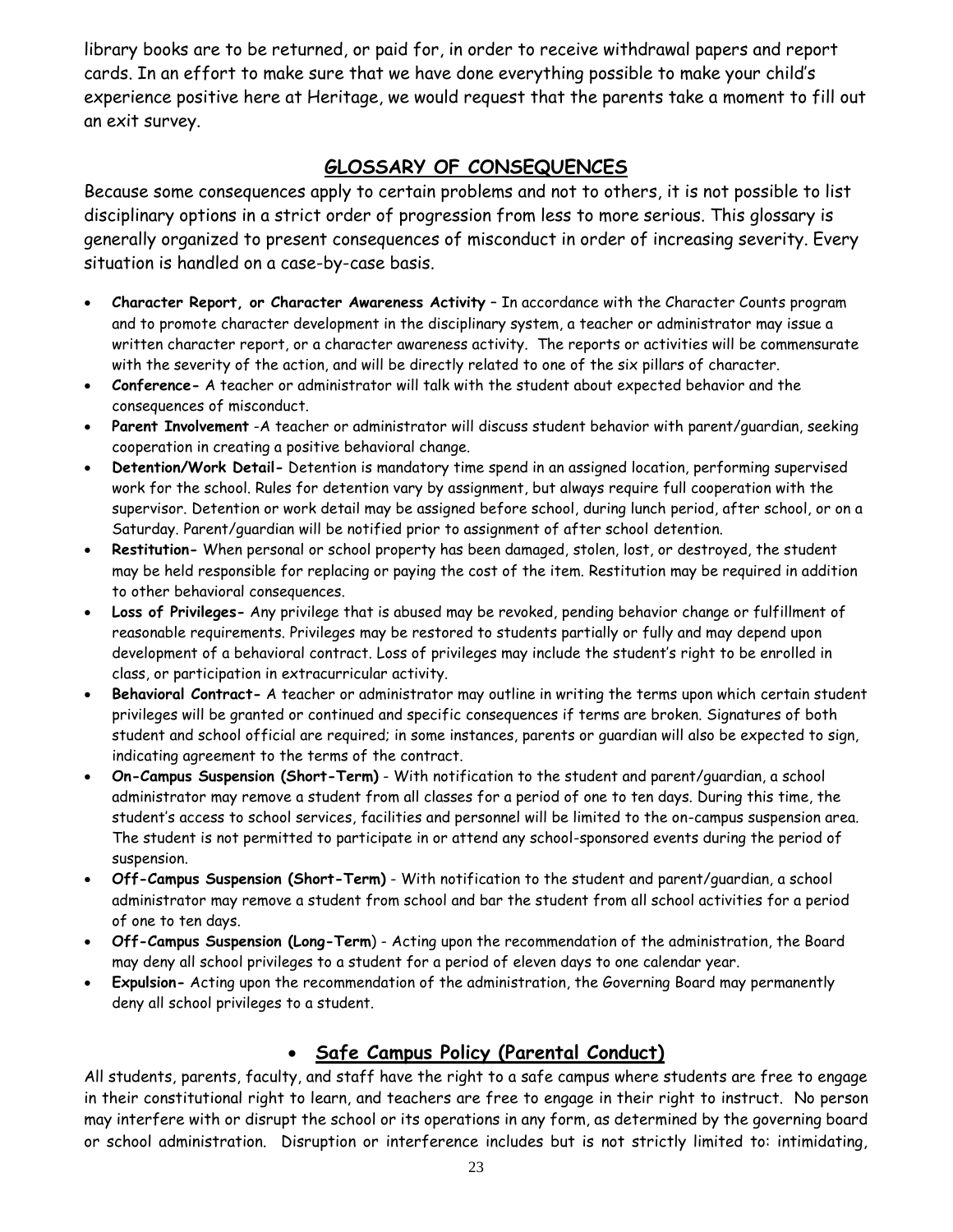library books are to be returned, or paid for, in order to receive withdrawal papers and report cards. In an effort to make sure that we have done everything possible to make your child's experience positive here at Heritage, we would request that the parents take a moment to fill out an exit survey.

## GLOSSARY OF CONSEQUENCES

Because some consequences apply to certain problems and not to others, it is not possible to list disciplinary options in a strict order of progression from less to more serious. This glossary is generally organized to present consequences of misconduct in order of increasing severity. Every situation is handled on a case-by-case basis.

- **Character Report, or Character Awareness Activity** – In accordance with the Character Counts program and to promote character development in the disciplinary system, a teacher or administrator may issue a written character report, or a character awareness activity. The reports or activities will be commensurate with the severity of the action, and will be directly related to one of the six pillars of character.
- **Conference-** A teacher or administrator will talk with the student about expected behavior and the consequences of misconduct.
- **Parent Involvement** -A teacher or administrator will discuss student behavior with parent/guardian, seeking cooperation in creating a positive behavioral change.
- **Detention/Work Detail-** Detention is mandatory time spend in an assigned location, performing supervised work for the school. Rules for detention vary by assignment, but always require full cooperation with the supervisor. Detention or work detail may be assigned before school, during lunch period, after school, or on a Saturday. Parent/guardian will be notified prior to assignment of after school detention.
- **Restitution-** When personal or school property has been damaged, stolen, lost, or destroyed, the student may be held responsible for replacing or paying the cost of the item. Restitution may be required in addition to other behavioral consequences.
- **Loss of Privileges-** Any privilege that is abused may be revoked, pending behavior change or fulfillment of reasonable requirements. Privileges may be restored to students partially or fully and may depend upon development of a behavioral contract. Loss of privileges may include the student's right to be enrolled in class, or participation in extracurricular activity.
- **Behavioral Contract-** A teacher or administrator may outline in writing the terms upon which certain student privileges will be granted or continued and specific consequences if terms are broken. Signatures of both student and school official are required; in some instances, parents or guardian will also be expected to sign, indicating agreement to the terms of the contract.
- **On-Campus Suspension (Short-Term)** - With notification to the student and parent/guardian, a school administrator may remove a student from all classes for a period of one to ten days. During this time, the student's access to school services, facilities and personnel will be limited to the on-campus suspension area. The student is not permitted to participate in or attend any school-sponsored events during the period of suspension.
- **Off-Campus Suspension (Short-Term)** - With notification to the student and parent/guardian, a school administrator may remove a student from school and bar the student from all school activities for a period of one to ten days.
- **Off-Campus Suspension (Long-Term)** - Acting upon the recommendation of the administration, the Board may deny all school privileges to a student for a period of eleven days to one calendar year.
- **Expulsion-** Acting upon the recommendation of the administration, the Governing Board may permanently deny all school privileges to a student.

## Safe Campus Policy (Parental Conduct)

All students, parents, faculty, and staff have the right to a safe campus where students are free to engage in their constitutional right to learn, and teachers are free to engage in their right to instruct. No person may interfere with or disrupt the school or its operations in any form, as determined by the governing board or school administration. Disruption or interference includes but is not strictly limited to: intimidating,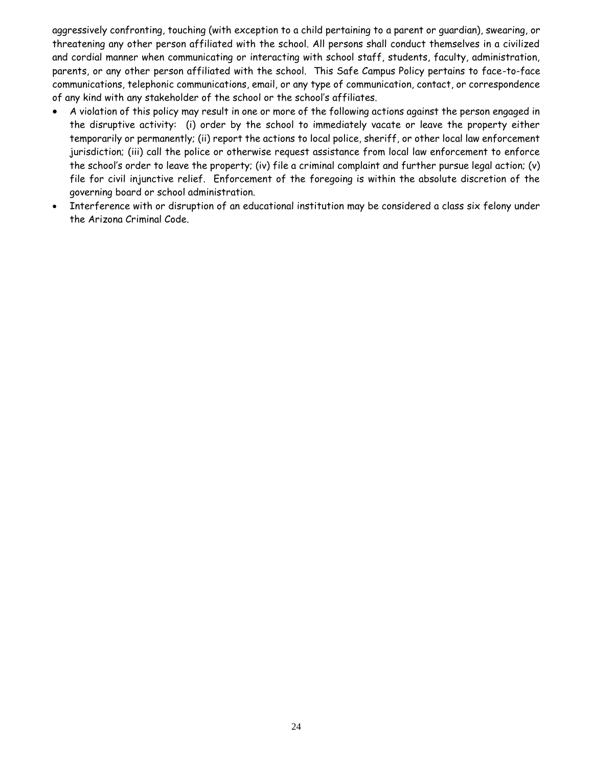aggressively confronting, touching (with exception to a child pertaining to a parent or guardian), swearing, or threatening any other person affiliated with the school. All persons shall conduct themselves in a civilized and cordial manner when communicating or interacting with school staff, students, faculty, administration, parents, or any other person affiliated with the school. This Safe Campus Policy pertains to face-to-face communications, telephonic communications, email, or any type of communication, contact, or correspondence of any kind with any stakeholder of the school or the school's affiliates.

- A violation of this policy may result in one or more of the following actions against the person engaged in the disruptive activity: (i) order by the school to immediately vacate or leave the property either temporarily or permanently; (ii) report the actions to local police, sheriff, or other local law enforcement jurisdiction; (iii) call the police or otherwise request assistance from local law enforcement to enforce the school's order to leave the property; (iv) file a criminal complaint and further pursue legal action; (v) file for civil injunctive relief. Enforcement of the foregoing is within the absolute discretion of the governing board or school administration.
- Interference with or disruption of an educational institution may be considered a class six felony under the Arizona Criminal Code.